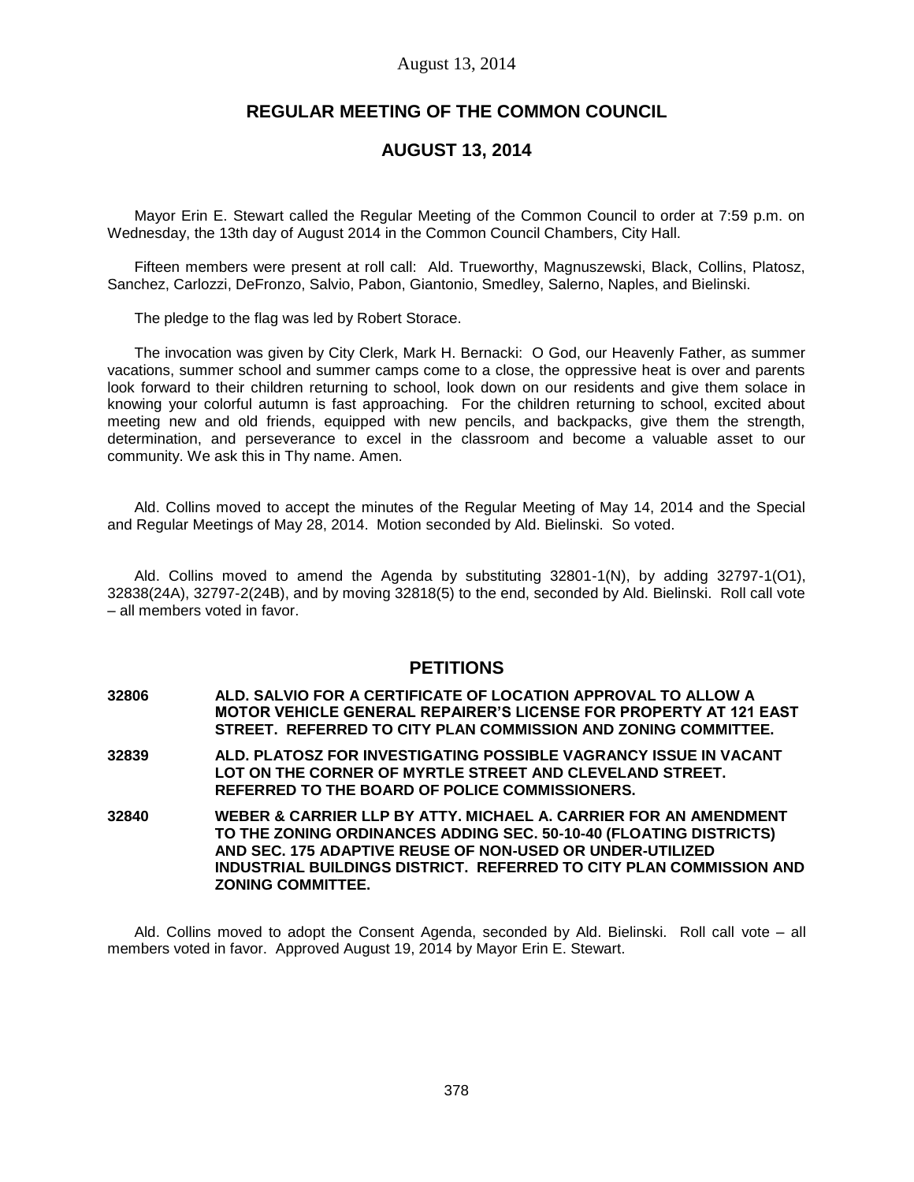# REGULAR MEETING OF THE COMMON COUNCIL

## AUGUST 13, 2014

Mayor Erin E. Stewart called the Regular Meeting of the Common Council to order at 7:59 p.m. on Wednesday, the 13th day of August 2014 in the Common Council Chambers, City Hall.

Fifteen members were present at roll call: Ald. Trueworthy, Magnuszewski, Black, Collins, Platosz, Sanchez, Carlozzi, DeFronzo, Salvio, Pabon, Giantonio, Smedley, Salerno, Naples, and Bielinski.

The pledge to the flag was led by Robert Storace.

The invocation was given by City Clerk, Mark H. Bernacki: O God, our Heavenly Father, as summer vacations, summer school and summer camps come to a close, the oppressive heat is over and parents look forward to their children returning to school, look down on our residents and give them solace in knowing your colorful autumn is fast approaching. For the children returning to school, excited about meeting new and old friends, equipped with new pencils, and backpacks, give them the strength, determination, and perseverance to excel in the classroom and become a valuable asset to our community. We ask this in Thy name. Amen.

Ald. Collins moved to accept the minutes of the Regular Meeting of May 14, 2014 and the Special and Regular Meetings of May 28, 2014. Motion seconded by Ald. Bielinski. So voted.

Ald. Collins moved to amend the Agenda by substituting 32801-1(N), by adding 32797-1(O1), 32838(24A), 32797-2(24B), and by moving 32818(5) to the end, seconded by Ald. Bielinski. Roll call vote – all members voted in favor.

## PETITIONS

**32806** **ALD. SALVIO FOR A CERTIFICATE OF LOCATION APPROVAL TO ALLOW A MOTOR VEHICLE GENERAL REPAIRER'S LICENSE FOR PROPERTY AT 121 EAST STREET. REFERRED TO CITY PLAN COMMISSION AND ZONING COMMITTEE.**

**32839** **ALD. PLATOSZ FOR INVESTIGATING POSSIBLE VAGRANCY ISSUE IN VACANT LOT ON THE CORNER OF MYRTLE STREET AND CLEVELAND STREET. REFERRED TO THE BOARD OF POLICE COMMISSIONERS.**

**32840** **WEBER & CARRIER LLP BY ATTY. MICHAEL A. CARRIER FOR AN AMENDMENT TO THE ZONING ORDINANCES ADDING SEC. 50-10-40 (FLOATING DISTRICTS) AND SEC. 175 ADAPTIVE REUSE OF NON-USED OR UNDER-UTILIZED INDUSTRIAL BUILDINGS DISTRICT. REFERRED TO CITY PLAN COMMISSION AND ZONING COMMITTEE.**

Ald. Collins moved to adopt the Consent Agenda, seconded by Ald. Bielinski. Roll call vote – all members voted in favor. Approved August 19, 2014 by Mayor Erin E. Stewart.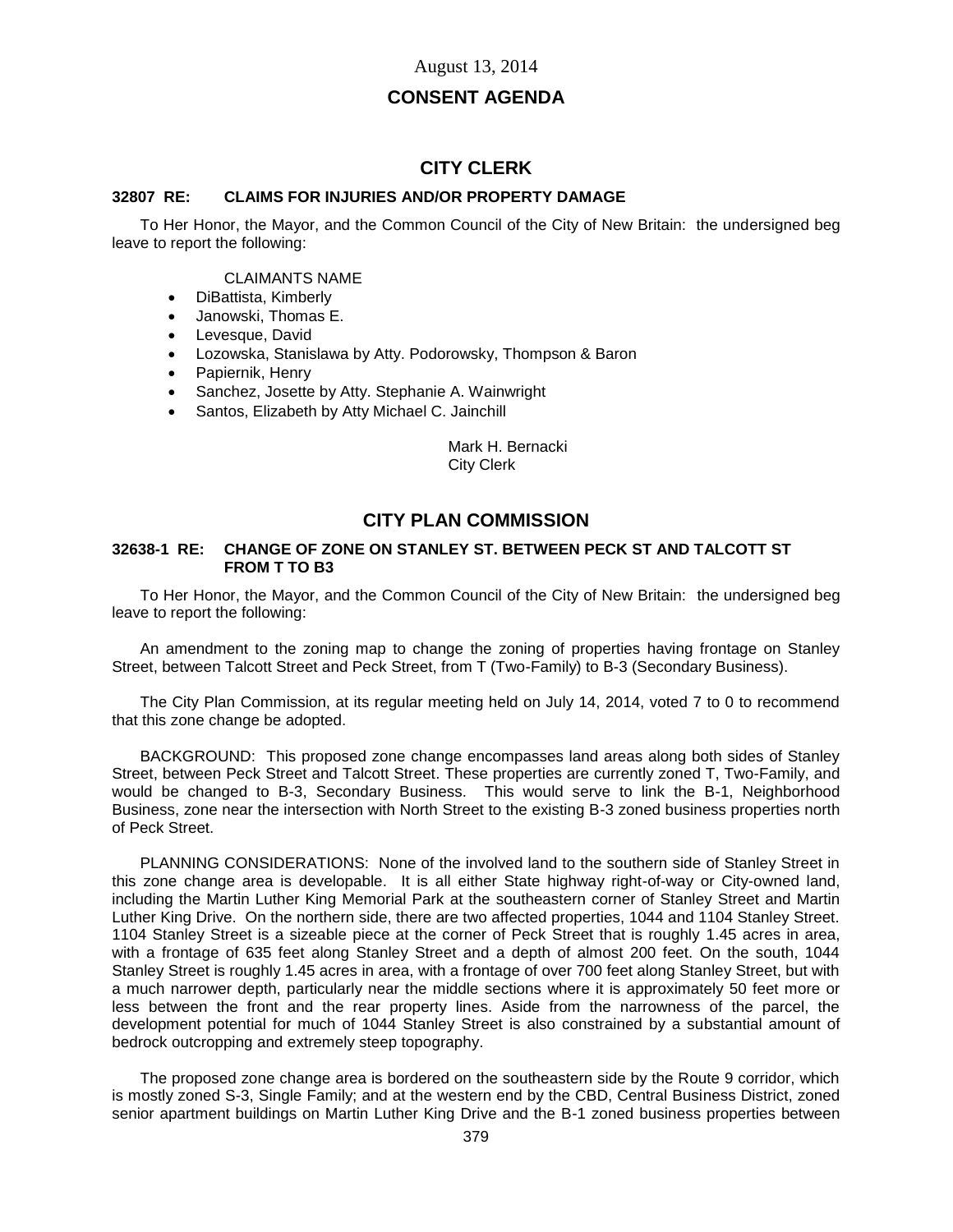August 13, 2014

## CONSENT AGENDA

## CITY CLERK

### 32807 RE: CLAIMS FOR INJURIES AND/OR PROPERTY DAMAGE

To Her Honor, the Mayor, and the Common Council of the City of New Britain: the undersigned beg leave to report the following:

CLAIMANTS NAME

- DiBattista, Kimberly
- Janowski, Thomas E.
- Levesque, David
- Lozowska, Stanislawa by Atty. Podorowsky, Thompson & Baron
- Papiernik, Henry
- Sanchez, Josette by Atty. Stephanie A. Wainwright
- Santos, Elizabeth by Atty Michael C. Jainchill

Mark H. Bernacki
City Clerk

## CITY PLAN COMMISSION

### 32638-1 RE: CHANGE OF ZONE ON STANLEY ST. BETWEEN PECK ST AND TALCOTT ST FROM T TO B3

To Her Honor, the Mayor, and the Common Council of the City of New Britain: the undersigned beg leave to report the following:

An amendment to the zoning map to change the zoning of properties having frontage on Stanley Street, between Talcott Street and Peck Street, from T (Two-Family) to B-3 (Secondary Business).

The City Plan Commission, at its regular meeting held on July 14, 2014, voted 7 to 0 to recommend that this zone change be adopted.

BACKGROUND: This proposed zone change encompasses land areas along both sides of Stanley Street, between Peck Street and Talcott Street. These properties are currently zoned T, Two-Family, and would be changed to B-3, Secondary Business. This would serve to link the B-1, Neighborhood Business, zone near the intersection with North Street to the existing B-3 zoned business properties north of Peck Street.

PLANNING CONSIDERATIONS: None of the involved land to the southern side of Stanley Street in this zone change area is developable. It is all either State highway right-of-way or City-owned land, including the Martin Luther King Memorial Park at the southeastern corner of Stanley Street and Martin Luther King Drive. On the northern side, there are two affected properties, 1044 and 1104 Stanley Street. 1104 Stanley Street is a sizeable piece at the corner of Peck Street that is roughly 1.45 acres in area, with a frontage of 635 feet along Stanley Street and a depth of almost 200 feet. On the south, 1044 Stanley Street is roughly 1.45 acres in area, with a frontage of over 700 feet along Stanley Street, but with a much narrower depth, particularly near the middle sections where it is approximately 50 feet more or less between the front and the rear property lines. Aside from the narrowness of the parcel, the development potential for much of 1044 Stanley Street is also constrained by a substantial amount of bedrock outcropping and extremely steep topography.

The proposed zone change area is bordered on the southeastern side by the Route 9 corridor, which is mostly zoned S-3, Single Family; and at the western end by the CBD, Central Business District, zoned senior apartment buildings on Martin Luther King Drive and the B-1 zoned business properties between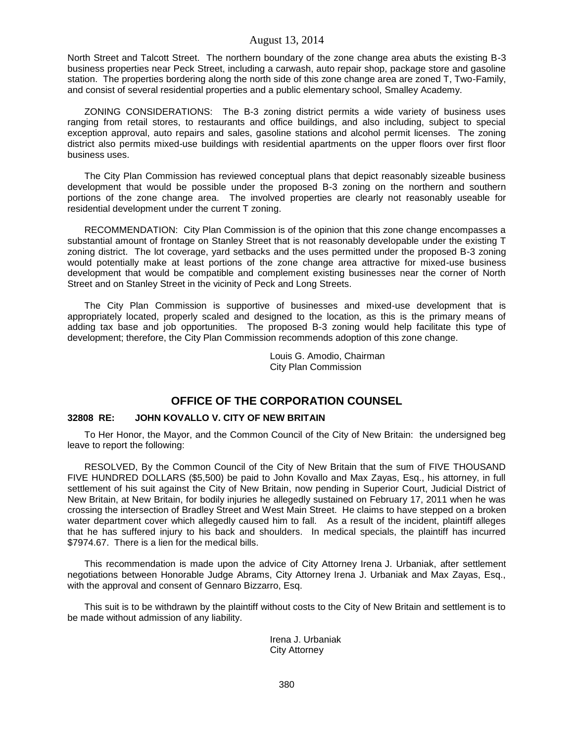North Street and Talcott Street. The northern boundary of the zone change area abuts the existing B-3 business properties near Peck Street, including a carwash, auto repair shop, package store and gasoline station. The properties bordering along the north side of this zone change area are zoned T, Two-Family, and consist of several residential properties and a public elementary school, Smalley Academy.

ZONING CONSIDERATIONS: The B-3 zoning district permits a wide variety of business uses ranging from retail stores, to restaurants and office buildings, and also including, subject to special exception approval, auto repairs and sales, gasoline stations and alcohol permit licenses. The zoning district also permits mixed-use buildings with residential apartments on the upper floors over first floor business uses.

The City Plan Commission has reviewed conceptual plans that depict reasonably sizeable business development that would be possible under the proposed B-3 zoning on the northern and southern portions of the zone change area. The involved properties are clearly not reasonably useable for residential development under the current T zoning.

RECOMMENDATION: City Plan Commission is of the opinion that this zone change encompasses a substantial amount of frontage on Stanley Street that is not reasonably developable under the existing T zoning district. The lot coverage, yard setbacks and the uses permitted under the proposed B-3 zoning would potentially make at least portions of the zone change area attractive for mixed-use business development that would be compatible and complement existing businesses near the corner of North Street and on Stanley Street in the vicinity of Peck and Long Streets.

The City Plan Commission is supportive of businesses and mixed-use development that is appropriately located, properly scaled and designed to the location, as this is the primary means of adding tax base and job opportunities. The proposed B-3 zoning would help facilitate this type of development; therefore, the City Plan Commission recommends adoption of this zone change.

Louis G. Amodio, Chairman
City Plan Commission

## OFFICE OF THE CORPORATION COUNSEL

**32808 RE: JOHN KOVALLO V. CITY OF NEW BRITAIN**

To Her Honor, the Mayor, and the Common Council of the City of New Britain: the undersigned beg leave to report the following:

RESOLVED, By the Common Council of the City of New Britain that the sum of FIVE THOUSAND FIVE HUNDRED DOLLARS ($5,500) be paid to John Kovallo and Max Zayas, Esq., his attorney, in full settlement of his suit against the City of New Britain, now pending in Superior Court, Judicial District of New Britain, at New Britain, for bodily injuries he allegedly sustained on February 17, 2011 when he was crossing the intersection of Bradley Street and West Main Street. He claims to have stepped on a broken water department cover which allegedly caused him to fall. As a result of the incident, plaintiff alleges that he has suffered injury to his back and shoulders. In medical specials, the plaintiff has incurred $7974.67. There is a lien for the medical bills.

This recommendation is made upon the advice of City Attorney Irena J. Urbaniak, after settlement negotiations between Honorable Judge Abrams, City Attorney Irena J. Urbaniak and Max Zayas, Esq., with the approval and consent of Gennaro Bizzarro, Esq.

This suit is to be withdrawn by the plaintiff without costs to the City of New Britain and settlement is to be made without admission of any liability.

Irena J. Urbaniak
City Attorney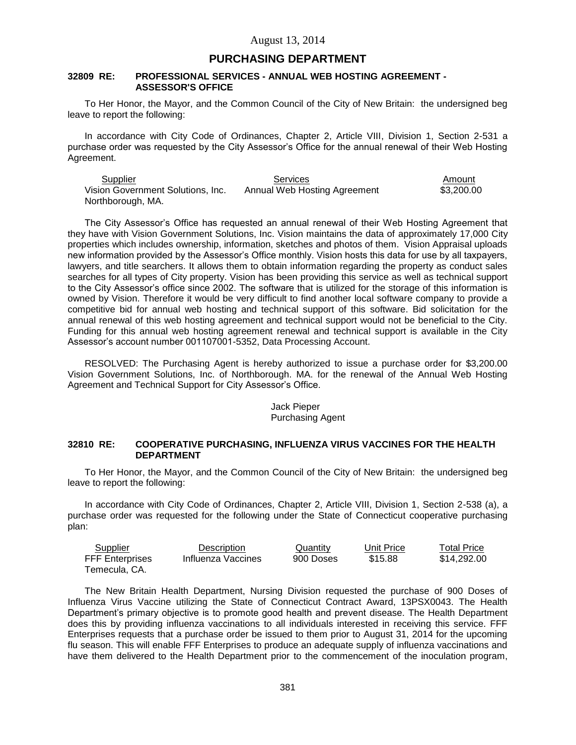August 13, 2014

## PURCHASING DEPARTMENT

### 32809 RE: PROFESSIONAL SERVICES - ANNUAL WEB HOSTING AGREEMENT - ASSESSOR'S OFFICE

To Her Honor, the Mayor, and the Common Council of the City of New Britain: the undersigned beg leave to report the following:

In accordance with City Code of Ordinances, Chapter 2, Article VIII, Division 1, Section 2-531 a purchase order was requested by the City Assessor's Office for the annual renewal of their Web Hosting Agreement.

| Supplier | Services | Amount |
|---|---|---|
| Vision Government Solutions, Inc. Northborough, MA. | Annual Web Hosting Agreement | \$3,200.00 |

The City Assessor's Office has requested an annual renewal of their Web Hosting Agreement that they have with Vision Government Solutions, Inc. Vision maintains the data of approximately 17,000 City properties which includes ownership, information, sketches and photos of them. Vision Appraisal uploads new information provided by the Assessor's Office monthly. Vision hosts this data for use by all taxpayers, lawyers, and title searchers. It allows them to obtain information regarding the property as conduct sales searches for all types of City property. Vision has been providing this service as well as technical support to the City Assessor's office since 2002. The software that is utilized for the storage of this information is owned by Vision. Therefore it would be very difficult to find another local software company to provide a competitive bid for annual web hosting and technical support of this software. Bid solicitation for the annual renewal of this web hosting agreement and technical support would not be beneficial to the City. Funding for this annual web hosting agreement renewal and technical support is available in the City Assessor's account number 001107001-5352, Data Processing Account.

RESOLVED: The Purchasing Agent is hereby authorized to issue a purchase order for \$3,200.00 Vision Government Solutions, Inc. of Northborough. MA. for the renewal of the Annual Web Hosting Agreement and Technical Support for City Assessor's Office.

Jack Pieper
Purchasing Agent

### 32810 RE: COOPERATIVE PURCHASING, INFLUENZA VIRUS VACCINES FOR THE HEALTH DEPARTMENT

To Her Honor, the Mayor, and the Common Council of the City of New Britain: the undersigned beg leave to report the following:

In accordance with City Code of Ordinances, Chapter 2, Article VIII, Division 1, Section 2-538 (a), a purchase order was requested for the following under the State of Connecticut cooperative purchasing plan:

| Supplier | Description | Quantity | Unit Price | Total Price |
|---|---|---|---|---|
| FFF Enterprises Temecula, CA. | Influenza Vaccines | 900 Doses | \$15.88 | \$14,292.00 |

The New Britain Health Department, Nursing Division requested the purchase of 900 Doses of Influenza Virus Vaccine utilizing the State of Connecticut Contract Award, 13PSX0043. The Health Department's primary objective is to promote good health and prevent disease. The Health Department does this by providing influenza vaccinations to all individuals interested in receiving this service. FFF Enterprises requests that a purchase order be issued to them prior to August 31, 2014 for the upcoming flu season. This will enable FFF Enterprises to produce an adequate supply of influenza vaccinations and have them delivered to the Health Department prior to the commencement of the inoculation program,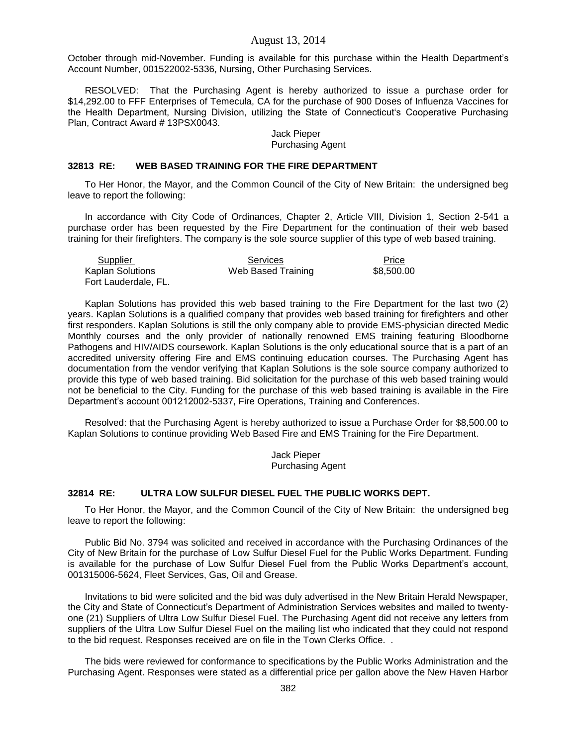October through mid-November. Funding is available for this purchase within the Health Department's Account Number, 001522002-5336, Nursing, Other Purchasing Services.

RESOLVED: That the Purchasing Agent is hereby authorized to issue a purchase order for $14,292.00 to FFF Enterprises of Temecula, CA for the purchase of 900 Doses of Influenza Vaccines for the Health Department, Nursing Division, utilizing the State of Connecticut's Cooperative Purchasing Plan, Contract Award # 13PSX0043.

Jack Pieper
Purchasing Agent

### 32813 RE: WEB BASED TRAINING FOR THE FIRE DEPARTMENT

To Her Honor, the Mayor, and the Common Council of the City of New Britain: the undersigned beg leave to report the following:

In accordance with City Code of Ordinances, Chapter 2, Article VIII, Division 1, Section 2-541 a purchase order has been requested by the Fire Department for the continuation of their web based training for their firefighters. The company is the sole source supplier of this type of web based training.

| Supplier | Services | Price |
|---|---|---|
| Kaplan Solutions<br>Fort Lauderdale, FL. | Web Based Training | $8,500.00 |

Kaplan Solutions has provided this web based training to the Fire Department for the last two (2) years. Kaplan Solutions is a qualified company that provides web based training for firefighters and other first responders. Kaplan Solutions is still the only company able to provide EMS-physician directed Medic Monthly courses and the only provider of nationally renowned EMS training featuring Bloodborne Pathogens and HIV/AIDS coursework. Kaplan Solutions is the only educational source that is a part of an accredited university offering Fire and EMS continuing education courses. The Purchasing Agent has documentation from the vendor verifying that Kaplan Solutions is the sole source company authorized to provide this type of web based training. Bid solicitation for the purchase of this web based training would not be beneficial to the City. Funding for the purchase of this web based training is available in the Fire Department's account 001212002-5337, Fire Operations, Training and Conferences.

Resolved: that the Purchasing Agent is hereby authorized to issue a Purchase Order for $8,500.00 to Kaplan Solutions to continue providing Web Based Fire and EMS Training for the Fire Department.

Jack Pieper
Purchasing Agent

### 32814 RE: ULTRA LOW SULFUR DIESEL FUEL THE PUBLIC WORKS DEPT.

To Her Honor, the Mayor, and the Common Council of the City of New Britain: the undersigned beg leave to report the following:

Public Bid No. 3794 was solicited and received in accordance with the Purchasing Ordinances of the City of New Britain for the purchase of Low Sulfur Diesel Fuel for the Public Works Department. Funding is available for the purchase of Low Sulfur Diesel Fuel from the Public Works Department's account, 001315006-5624, Fleet Services, Gas, Oil and Grease.

Invitations to bid were solicited and the bid was duly advertised in the New Britain Herald Newspaper, the City and State of Connecticut's Department of Administration Services websites and mailed to twenty-one (21) Suppliers of Ultra Low Sulfur Diesel Fuel. The Purchasing Agent did not receive any letters from suppliers of the Ultra Low Sulfur Diesel Fuel on the mailing list who indicated that they could not respond to the bid request. Responses received are on file in the Town Clerks Office. .

The bids were reviewed for conformance to specifications by the Public Works Administration and the Purchasing Agent. Responses were stated as a differential price per gallon above the New Haven Harbor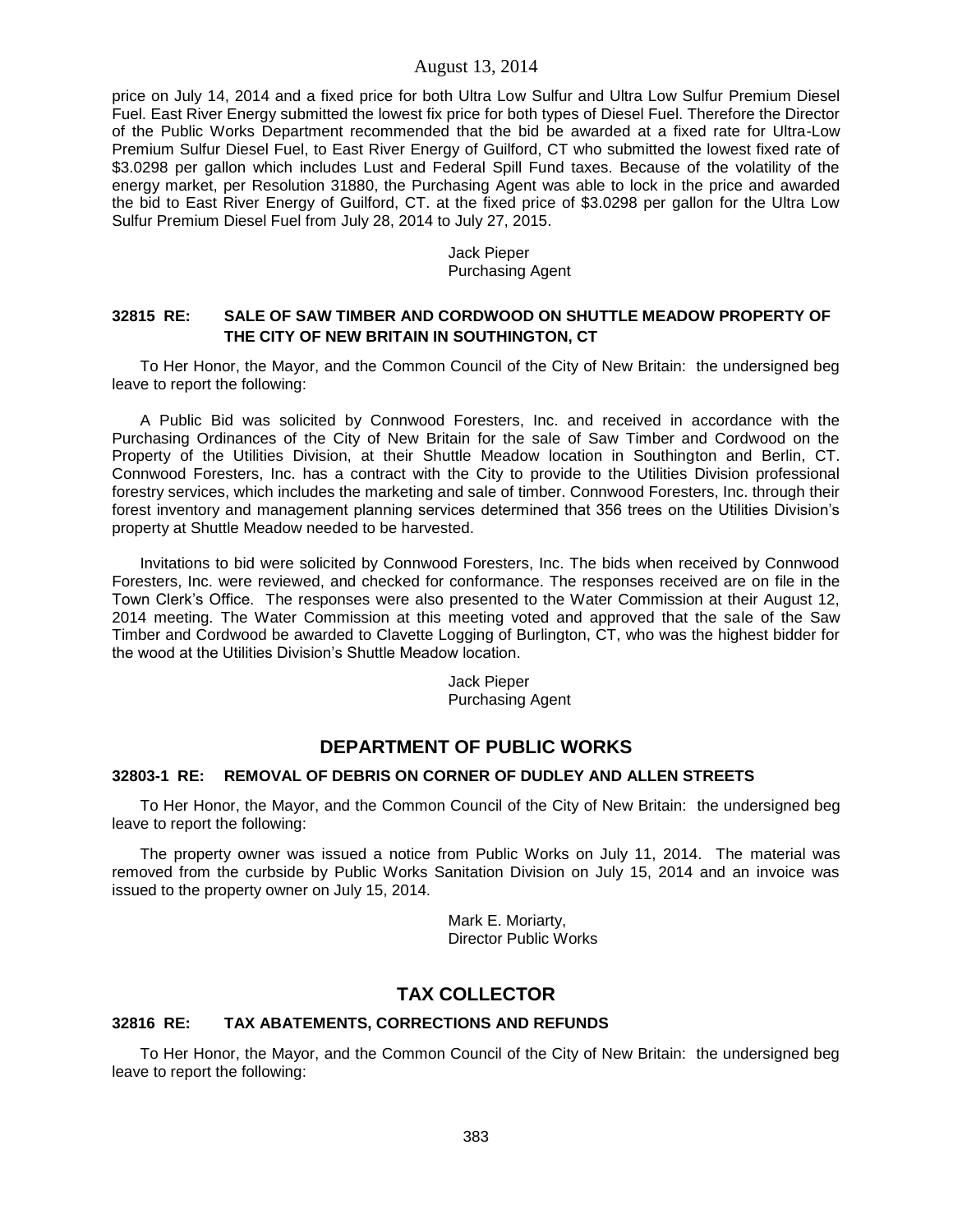price on July 14, 2014 and a fixed price for both Ultra Low Sulfur and Ultra Low Sulfur Premium Diesel Fuel. East River Energy submitted the lowest fix price for both types of Diesel Fuel. Therefore the Director of the Public Works Department recommended that the bid be awarded at a fixed rate for Ultra-Low Premium Sulfur Diesel Fuel, to East River Energy of Guilford, CT who submitted the lowest fixed rate of \$3.0298 per gallon which includes Lust and Federal Spill Fund taxes. Because of the volatility of the energy market, per Resolution 31880, the Purchasing Agent was able to lock in the price and awarded the bid to East River Energy of Guilford, CT. at the fixed price of \$3.0298 per gallon for the Ultra Low Sulfur Premium Diesel Fuel from July 28, 2014 to July 27, 2015.

Jack Pieper
Purchasing Agent

**32815 RE: SALE OF SAW TIMBER AND CORDWOOD ON SHUTTLE MEADOW PROPERTY OF THE CITY OF NEW BRITAIN IN SOUTHINGTON, CT**

To Her Honor, the Mayor, and the Common Council of the City of New Britain: the undersigned beg leave to report the following:

A Public Bid was solicited by Connwood Foresters, Inc. and received in accordance with the Purchasing Ordinances of the City of New Britain for the sale of Saw Timber and Cordwood on the Property of the Utilities Division, at their Shuttle Meadow location in Southington and Berlin, CT. Connwood Foresters, Inc. has a contract with the City to provide to the Utilities Division professional forestry services, which includes the marketing and sale of timber. Connwood Foresters, Inc. through their forest inventory and management planning services determined that 356 trees on the Utilities Division's property at Shuttle Meadow needed to be harvested.

Invitations to bid were solicited by Connwood Foresters, Inc. The bids when received by Connwood Foresters, Inc. were reviewed, and checked for conformance. The responses received are on file in the Town Clerk's Office. The responses were also presented to the Water Commission at their August 12, 2014 meeting. The Water Commission at this meeting voted and approved that the sale of the Saw Timber and Cordwood be awarded to Clavette Logging of Burlington, CT, who was the highest bidder for the wood at the Utilities Division's Shuttle Meadow location.

Jack Pieper
Purchasing Agent

## DEPARTMENT OF PUBLIC WORKS

**32803-1 RE: REMOVAL OF DEBRIS ON CORNER OF DUDLEY AND ALLEN STREETS**

To Her Honor, the Mayor, and the Common Council of the City of New Britain: the undersigned beg leave to report the following:

The property owner was issued a notice from Public Works on July 11, 2014. The material was removed from the curbside by Public Works Sanitation Division on July 15, 2014 and an invoice was issued to the property owner on July 15, 2014.

Mark E. Moriarty,
Director Public Works

## TAX COLLECTOR

**32816 RE: TAX ABATEMENTS, CORRECTIONS AND REFUNDS**

To Her Honor, the Mayor, and the Common Council of the City of New Britain: the undersigned beg leave to report the following: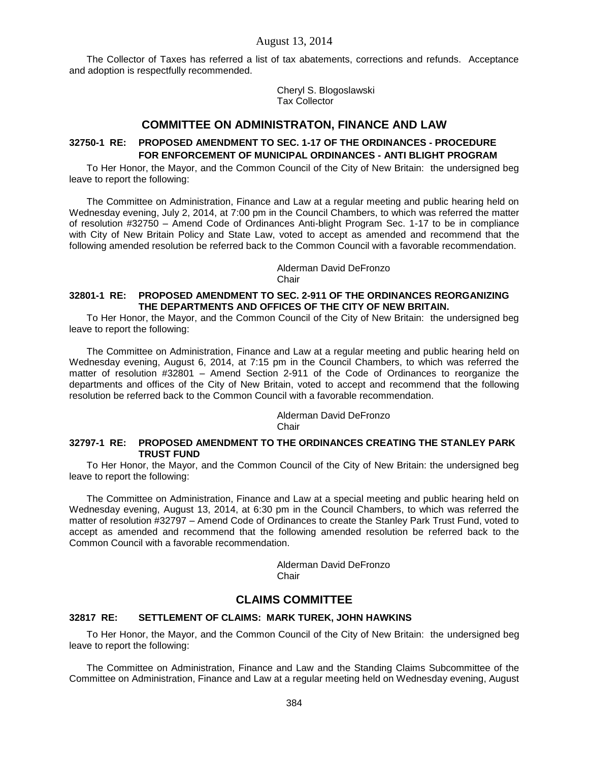The Collector of Taxes has referred a list of tax abatements, corrections and refunds. Acceptance and adoption is respectfully recommended.

Cheryl S. Blogoslawski
Tax Collector

## COMMITTEE ON ADMINISTRATON, FINANCE AND LAW

### 32750-1 RE: PROPOSED AMENDMENT TO SEC. 1-17 OF THE ORDINANCES - PROCEDURE FOR ENFORCEMENT OF MUNICIPAL ORDINANCES - ANTI BLIGHT PROGRAM

To Her Honor, the Mayor, and the Common Council of the City of New Britain: the undersigned beg leave to report the following:

The Committee on Administration, Finance and Law at a regular meeting and public hearing held on Wednesday evening, July 2, 2014, at 7:00 pm in the Council Chambers, to which was referred the matter of resolution #32750 – Amend Code of Ordinances Anti-blight Program Sec. 1-17 to be in compliance with City of New Britain Policy and State Law, voted to accept as amended and recommend that the following amended resolution be referred back to the Common Council with a favorable recommendation.

Alderman David DeFronzo
Chair

### 32801-1 RE: PROPOSED AMENDMENT TO SEC. 2-911 OF THE ORDINANCES REORGANIZING THE DEPARTMENTS AND OFFICES OF THE CITY OF NEW BRITAIN.

To Her Honor, the Mayor, and the Common Council of the City of New Britain: the undersigned beg leave to report the following:

The Committee on Administration, Finance and Law at a regular meeting and public hearing held on Wednesday evening, August 6, 2014, at 7:15 pm in the Council Chambers, to which was referred the matter of resolution #32801 – Amend Section 2-911 of the Code of Ordinances to reorganize the departments and offices of the City of New Britain, voted to accept and recommend that the following resolution be referred back to the Common Council with a favorable recommendation.

Alderman David DeFronzo
Chair

### 32797-1 RE: PROPOSED AMENDMENT TO THE ORDINANCES CREATING THE STANLEY PARK TRUST FUND

To Her Honor, the Mayor, and the Common Council of the City of New Britain: the undersigned beg leave to report the following:

The Committee on Administration, Finance and Law at a special meeting and public hearing held on Wednesday evening, August 13, 2014, at 6:30 pm in the Council Chambers, to which was referred the matter of resolution #32797 – Amend Code of Ordinances to create the Stanley Park Trust Fund, voted to accept as amended and recommend that the following amended resolution be referred back to the Common Council with a favorable recommendation.

Alderman David DeFronzo
Chair

## CLAIMS COMMITTEE

### 32817 RE: SETTLEMENT OF CLAIMS: MARK TUREK, JOHN HAWKINS

To Her Honor, the Mayor, and the Common Council of the City of New Britain: the undersigned beg leave to report the following:

The Committee on Administration, Finance and Law and the Standing Claims Subcommittee of the Committee on Administration, Finance and Law at a regular meeting held on Wednesday evening, August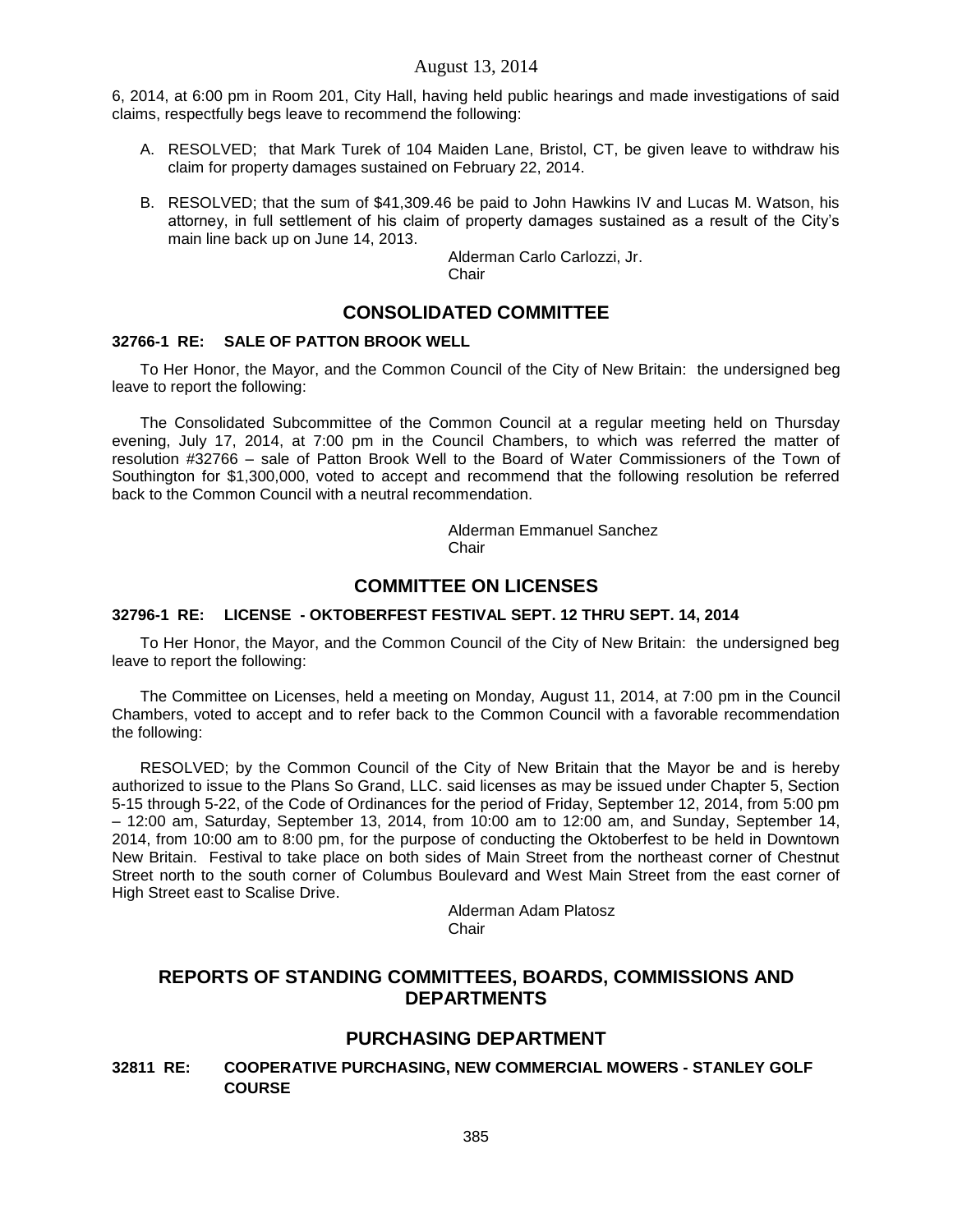6, 2014, at 6:00 pm in Room 201, City Hall, having held public hearings and made investigations of said claims, respectfully begs leave to recommend the following:

A. RESOLVED; that Mark Turek of 104 Maiden Lane, Bristol, CT, be given leave to withdraw his claim for property damages sustained on February 22, 2014.

B. RESOLVED; that the sum of $41,309.46 be paid to John Hawkins IV and Lucas M. Watson, his attorney, in full settlement of his claim of property damages sustained as a result of the City's main line back up on June 14, 2013.

Alderman Carlo Carlozzi, Jr.
Chair

## CONSOLIDATED COMMITTEE

### 32766-1 RE: SALE OF PATTON BROOK WELL

To Her Honor, the Mayor, and the Common Council of the City of New Britain: the undersigned beg leave to report the following:

The Consolidated Subcommittee of the Common Council at a regular meeting held on Thursday evening, July 17, 2014, at 7:00 pm in the Council Chambers, to which was referred the matter of resolution #32766 – sale of Patton Brook Well to the Board of Water Commissioners of the Town of Southington for $1,300,000, voted to accept and recommend that the following resolution be referred back to the Common Council with a neutral recommendation.

Alderman Emmanuel Sanchez
Chair

## COMMITTEE ON LICENSES

### 32796-1 RE: LICENSE - OKTOBERFEST FESTIVAL SEPT. 12 THRU SEPT. 14, 2014

To Her Honor, the Mayor, and the Common Council of the City of New Britain: the undersigned beg leave to report the following:

The Committee on Licenses, held a meeting on Monday, August 11, 2014, at 7:00 pm in the Council Chambers, voted to accept and to refer back to the Common Council with a favorable recommendation the following:

RESOLVED; by the Common Council of the City of New Britain that the Mayor be and is hereby authorized to issue to the Plans So Grand, LLC. said licenses as may be issued under Chapter 5, Section 5-15 through 5-22, of the Code of Ordinances for the period of Friday, September 12, 2014, from 5:00 pm – 12:00 am, Saturday, September 13, 2014, from 10:00 am to 12:00 am, and Sunday, September 14, 2014, from 10:00 am to 8:00 pm, for the purpose of conducting the Oktoberfest to be held in Downtown New Britain. Festival to take place on both sides of Main Street from the northeast corner of Chestnut Street north to the south corner of Columbus Boulevard and West Main Street from the east corner of High Street east to Scalise Drive.

Alderman Adam Platosz
Chair

## REPORTS OF STANDING COMMITTEES, BOARDS, COMMISSIONS AND DEPARTMENTS

## PURCHASING DEPARTMENT

### 32811 RE: COOPERATIVE PURCHASING, NEW COMMERCIAL MOWERS - STANLEY GOLF COURSE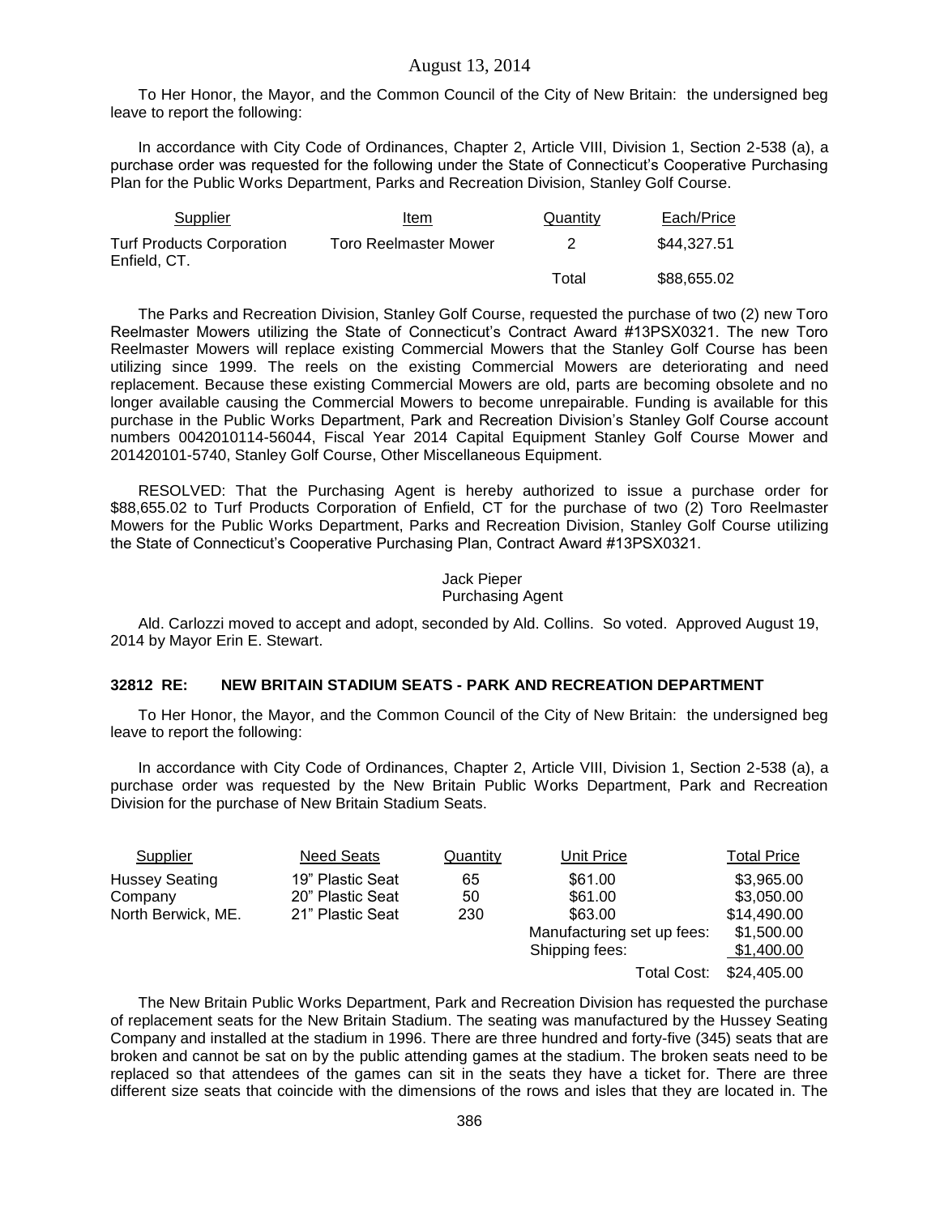August 13, 2014

To Her Honor, the Mayor, and the Common Council of the City of New Britain: the undersigned beg leave to report the following:

In accordance with City Code of Ordinances, Chapter 2, Article VIII, Division 1, Section 2-538 (a), a purchase order was requested for the following under the State of Connecticut's Cooperative Purchasing Plan for the Public Works Department, Parks and Recreation Division, Stanley Golf Course.

| Supplier | Item | Quantity | Each/Price |
|---|---|---|---|
| Turf Products Corporation Enfield, CT. | Toro Reelmaster Mower | 2 | $44,327.51 |
| | | Total | $88,655.02 |

The Parks and Recreation Division, Stanley Golf Course, requested the purchase of two (2) new Toro Reelmaster Mowers utilizing the State of Connecticut's Contract Award #13PSX0321. The new Toro Reelmaster Mowers will replace existing Commercial Mowers that the Stanley Golf Course has been utilizing since 1999. The reels on the existing Commercial Mowers are deteriorating and need replacement. Because these existing Commercial Mowers are old, parts are becoming obsolete and no longer available causing the Commercial Mowers to become unrepairable. Funding is available for this purchase in the Public Works Department, Park and Recreation Division's Stanley Golf Course account numbers 0042010114-56044, Fiscal Year 2014 Capital Equipment Stanley Golf Course Mower and 201420101-5740, Stanley Golf Course, Other Miscellaneous Equipment.

RESOLVED: That the Purchasing Agent is hereby authorized to issue a purchase order for $88,655.02 to Turf Products Corporation of Enfield, CT for the purchase of two (2) Toro Reelmaster Mowers for the Public Works Department, Parks and Recreation Division, Stanley Golf Course utilizing the State of Connecticut's Cooperative Purchasing Plan, Contract Award #13PSX0321.

Jack Pieper
Purchasing Agent

Ald. Carlozzi moved to accept and adopt, seconded by Ald. Collins. So voted. Approved August 19, 2014 by Mayor Erin E. Stewart.

### 32812 RE: NEW BRITAIN STADIUM SEATS - PARK AND RECREATION DEPARTMENT

To Her Honor, the Mayor, and the Common Council of the City of New Britain: the undersigned beg leave to report the following:

In accordance with City Code of Ordinances, Chapter 2, Article VIII, Division 1, Section 2-538 (a), a purchase order was requested by the New Britain Public Works Department, Park and Recreation Division for the purchase of New Britain Stadium Seats.

| Supplier | Need Seats | Quantity | Unit Price | Total Price |
|---|---|---|---|---|
| Hussey Seating | 19" Plastic Seat | 65 | $61.00 | $3,965.00 |
| Company | 20" Plastic Seat | 50 | $61.00 | $3,050.00 |
| North Berwick, ME. | 21" Plastic Seat | 230 | $63.00 | $14,490.00 |
| | | | Manufacturing set up fees: | $1,500.00 |
| | | | Shipping fees: | $1,400.00 |
| | | | Total Cost: | $24,405.00 |

The New Britain Public Works Department, Park and Recreation Division has requested the purchase of replacement seats for the New Britain Stadium. The seating was manufactured by the Hussey Seating Company and installed at the stadium in 1996. There are three hundred and forty-five (345) seats that are broken and cannot be sat on by the public attending games at the stadium. The broken seats need to be replaced so that attendees of the games can sit in the seats they have a ticket for. There are three different size seats that coincide with the dimensions of the rows and isles that they are located in. The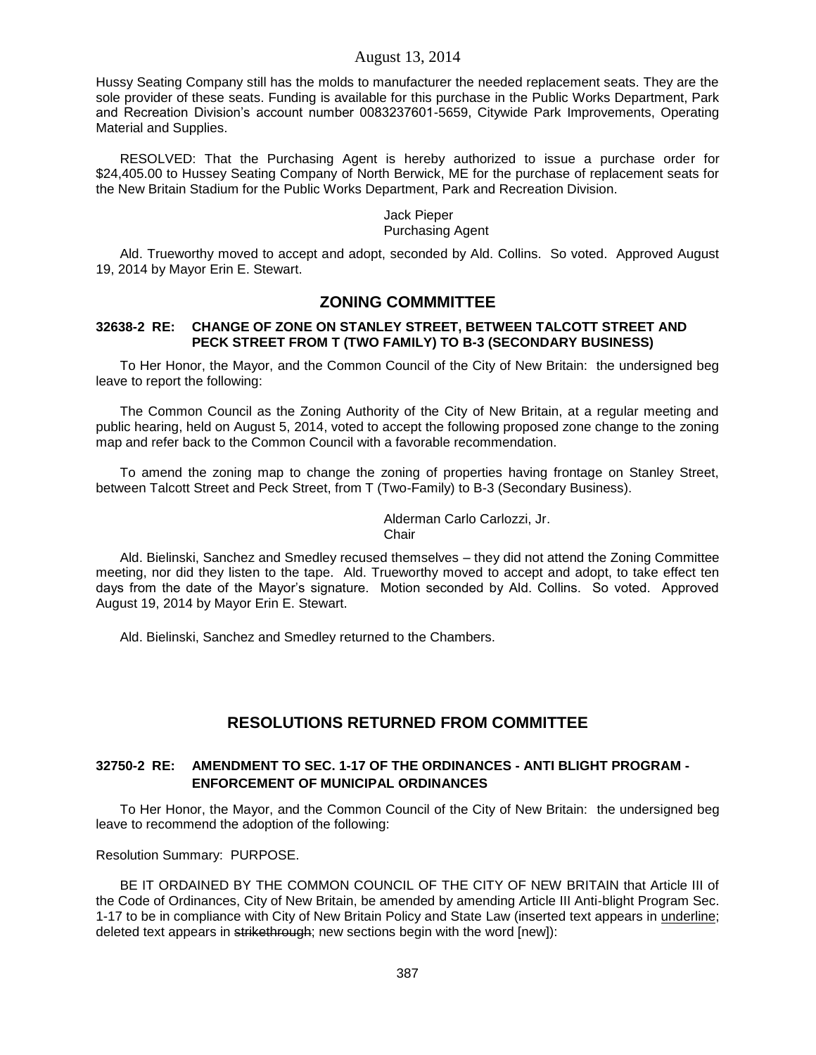Hussy Seating Company still has the molds to manufacturer the needed replacement seats. They are the sole provider of these seats. Funding is available for this purchase in the Public Works Department, Park and Recreation Division's account number 0083237601-5659, Citywide Park Improvements, Operating Material and Supplies.

RESOLVED: That the Purchasing Agent is hereby authorized to issue a purchase order for $24,405.00 to Hussey Seating Company of North Berwick, ME for the purchase of replacement seats for the New Britain Stadium for the Public Works Department, Park and Recreation Division.

Jack Pieper
Purchasing Agent

Ald. Trueworthy moved to accept and adopt, seconded by Ald. Collins. So voted. Approved August 19, 2014 by Mayor Erin E. Stewart.

## ZONING COMMMITTEE

### 32638-2 RE: CHANGE OF ZONE ON STANLEY STREET, BETWEEN TALCOTT STREET AND PECK STREET FROM T (TWO FAMILY) TO B-3 (SECONDARY BUSINESS)

To Her Honor, the Mayor, and the Common Council of the City of New Britain: the undersigned beg leave to report the following:

The Common Council as the Zoning Authority of the City of New Britain, at a regular meeting and public hearing, held on August 5, 2014, voted to accept the following proposed zone change to the zoning map and refer back to the Common Council with a favorable recommendation.

To amend the zoning map to change the zoning of properties having frontage on Stanley Street, between Talcott Street and Peck Street, from T (Two-Family) to B-3 (Secondary Business).

Alderman Carlo Carlozzi, Jr.
Chair

Ald. Bielinski, Sanchez and Smedley recused themselves – they did not attend the Zoning Committee meeting, nor did they listen to the tape. Ald. Trueworthy moved to accept and adopt, to take effect ten days from the date of the Mayor's signature. Motion seconded by Ald. Collins. So voted. Approved August 19, 2014 by Mayor Erin E. Stewart.

Ald. Bielinski, Sanchez and Smedley returned to the Chambers.

## RESOLUTIONS RETURNED FROM COMMITTEE

### 32750-2 RE: AMENDMENT TO SEC. 1-17 OF THE ORDINANCES - ANTI BLIGHT PROGRAM - ENFORCEMENT OF MUNICIPAL ORDINANCES

To Her Honor, the Mayor, and the Common Council of the City of New Britain: the undersigned beg leave to recommend the adoption of the following:

Resolution Summary: PURPOSE.

BE IT ORDAINED BY THE COMMON COUNCIL OF THE CITY OF NEW BRITAIN that Article III of the Code of Ordinances, City of New Britain, be amended by amending Article III Anti-blight Program Sec. 1-17 to be in compliance with City of New Britain Policy and State Law (inserted text appears in <u>underline</u>; deleted text appears in ~~strikethrough~~; new sections begin with the word [new]):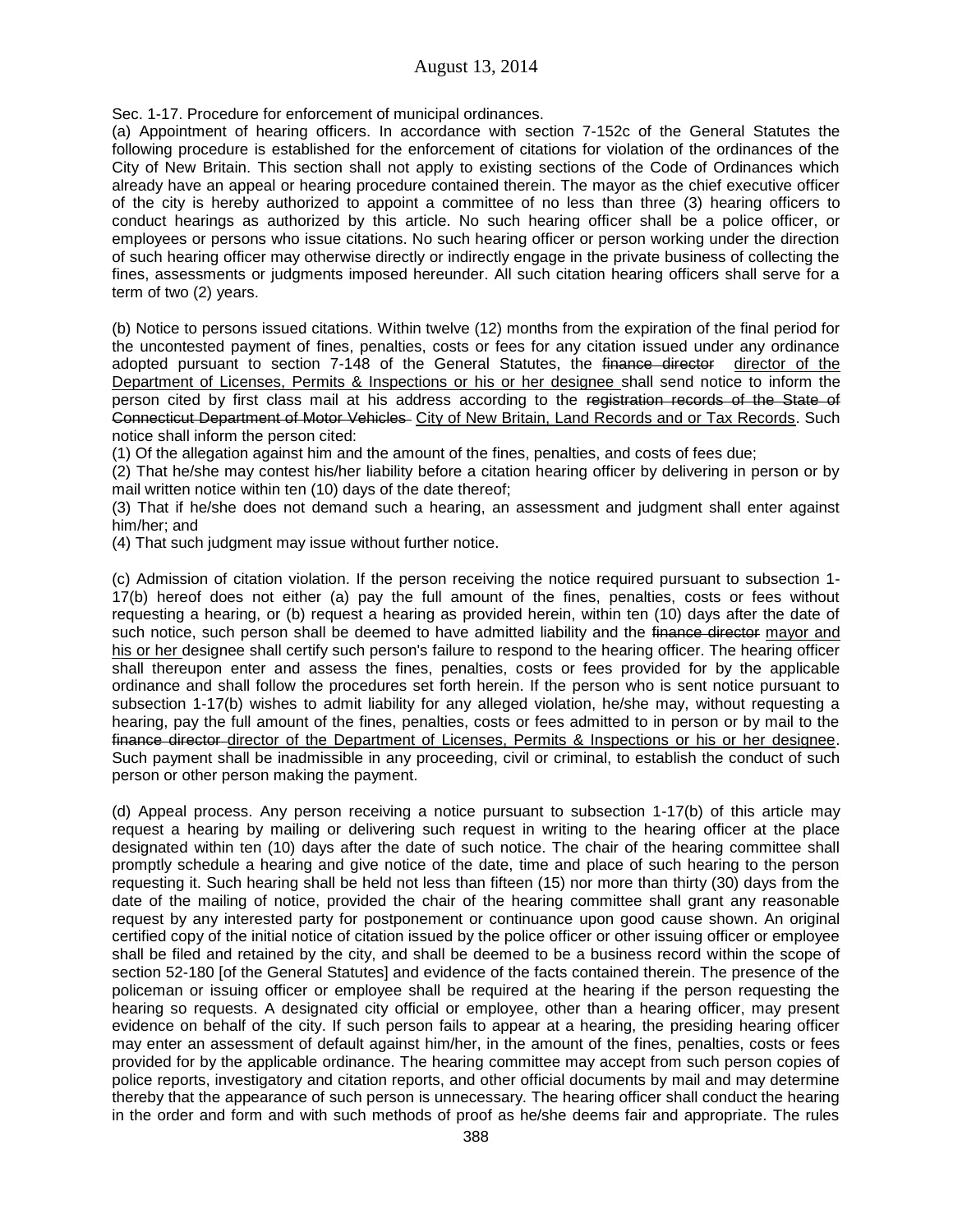Sec. 1-17. Procedure for enforcement of municipal ordinances.

(a) Appointment of hearing officers. In accordance with section 7-152c of the General Statutes the following procedure is established for the enforcement of citations for violation of the ordinances of the City of New Britain. This section shall not apply to existing sections of the Code of Ordinances which already have an appeal or hearing procedure contained therein. The mayor as the chief executive officer of the city is hereby authorized to appoint a committee of no less than three (3) hearing officers to conduct hearings as authorized by this article. No such hearing officer shall be a police officer, or employees or persons who issue citations. No such hearing officer or person working under the direction of such hearing officer may otherwise directly or indirectly engage in the private business of collecting the fines, assessments or judgments imposed hereunder. All such citation hearing officers shall serve for a term of two (2) years.

(b) Notice to persons issued citations. Within twelve (12) months from the expiration of the final period for the uncontested payment of fines, penalties, costs or fees for any citation issued under any ordinance adopted pursuant to section 7-148 of the General Statutes, the ~~finance director~~ <u>director of the Department of Licenses, Permits & Inspections or his or her designee</u> shall send notice to inform the person cited by first class mail at his address according to the ~~registration records of the State of Connecticut Department of Motor Vehicles~~ <u>City of New Britain, Land Records and or Tax Records</u>. Such notice shall inform the person cited:

(1) Of the allegation against him and the amount of the fines, penalties, and costs of fees due;

(2) That he/she may contest his/her liability before a citation hearing officer by delivering in person or by mail written notice within ten (10) days of the date thereof;

(3) That if he/she does not demand such a hearing, an assessment and judgment shall enter against him/her; and

(4) That such judgment may issue without further notice.

(c) Admission of citation violation. If the person receiving the notice required pursuant to subsection 1-17(b) hereof does not either (a) pay the full amount of the fines, penalties, costs or fees without requesting a hearing, or (b) request a hearing as provided herein, within ten (10) days after the date of such notice, such person shall be deemed to have admitted liability and the ~~finance director~~ <u>mayor and his or her</u> designee shall certify such person's failure to respond to the hearing officer. The hearing officer shall thereupon enter and assess the fines, penalties, costs or fees provided for by the applicable ordinance and shall follow the procedures set forth herein. If the person who is sent notice pursuant to subsection 1-17(b) wishes to admit liability for any alleged violation, he/she may, without requesting a hearing, pay the full amount of the fines, penalties, costs or fees admitted to in person or by mail to the ~~finance director~~ <u>director of the Department of Licenses, Permits & Inspections or his or her designee</u>. Such payment shall be inadmissible in any proceeding, civil or criminal, to establish the conduct of such person or other person making the payment.

(d) Appeal process. Any person receiving a notice pursuant to subsection 1-17(b) of this article may request a hearing by mailing or delivering such request in writing to the hearing officer at the place designated within ten (10) days after the date of such notice. The chair of the hearing committee shall promptly schedule a hearing and give notice of the date, time and place of such hearing to the person requesting it. Such hearing shall be held not less than fifteen (15) nor more than thirty (30) days from the date of the mailing of notice, provided the chair of the hearing committee shall grant any reasonable request by any interested party for postponement or continuance upon good cause shown. An original certified copy of the initial notice of citation issued by the police officer or other issuing officer or employee shall be filed and retained by the city, and shall be deemed to be a business record within the scope of section 52-180 [of the General Statutes] and evidence of the facts contained therein. The presence of the policeman or issuing officer or employee shall be required at the hearing if the person requesting the hearing so requests. A designated city official or employee, other than a hearing officer, may present evidence on behalf of the city. If such person fails to appear at a hearing, the presiding hearing officer may enter an assessment of default against him/her, in the amount of the fines, penalties, costs or fees provided for by the applicable ordinance. The hearing committee may accept from such person copies of police reports, investigatory and citation reports, and other official documents by mail and may determine thereby that the appearance of such person is unnecessary. The hearing officer shall conduct the hearing in the order and form and with such methods of proof as he/she deems fair and appropriate. The rules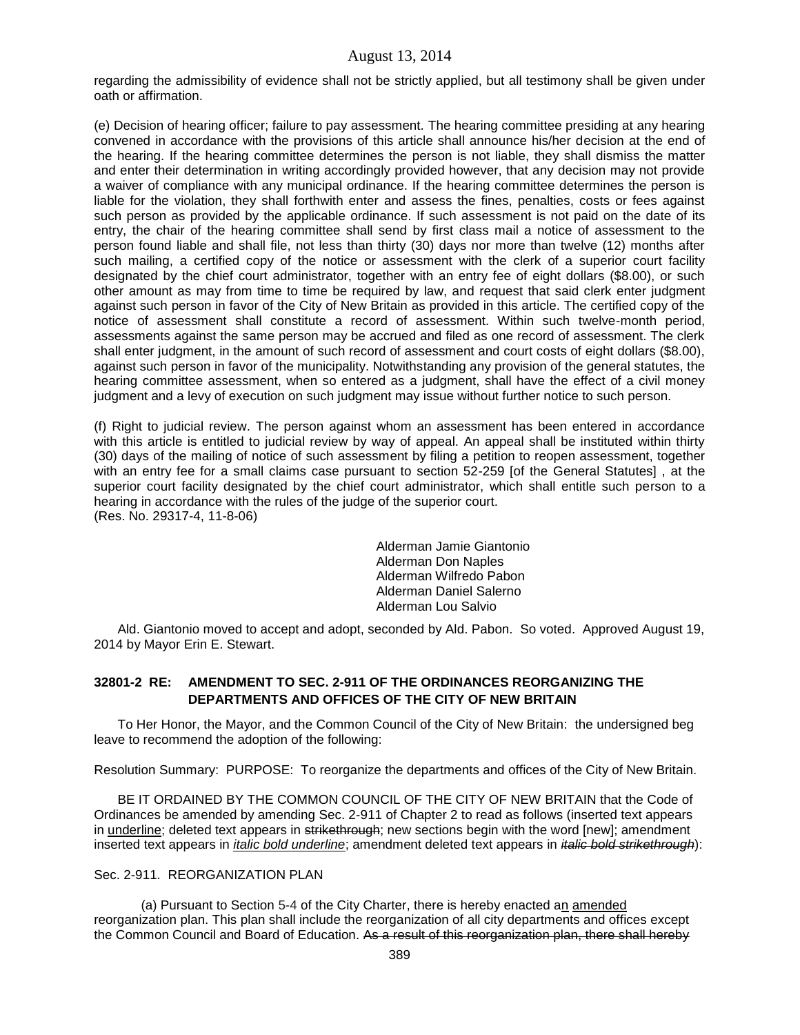regarding the admissibility of evidence shall not be strictly applied, but all testimony shall be given under oath or affirmation.

(e) Decision of hearing officer; failure to pay assessment. The hearing committee presiding at any hearing convened in accordance with the provisions of this article shall announce his/her decision at the end of the hearing. If the hearing committee determines the person is not liable, they shall dismiss the matter and enter their determination in writing accordingly provided however, that any decision may not provide a waiver of compliance with any municipal ordinance. If the hearing committee determines the person is liable for the violation, they shall forthwith enter and assess the fines, penalties, costs or fees against such person as provided by the applicable ordinance. If such assessment is not paid on the date of its entry, the chair of the hearing committee shall send by first class mail a notice of assessment to the person found liable and shall file, not less than thirty (30) days nor more than twelve (12) months after such mailing, a certified copy of the notice or assessment with the clerk of a superior court facility designated by the chief court administrator, together with an entry fee of eight dollars ($8.00), or such other amount as may from time to time be required by law, and request that said clerk enter judgment against such person in favor of the City of New Britain as provided in this article. The certified copy of the notice of assessment shall constitute a record of assessment. Within such twelve-month period, assessments against the same person may be accrued and filed as one record of assessment. The clerk shall enter judgment, in the amount of such record of assessment and court costs of eight dollars ($8.00), against such person in favor of the municipality. Notwithstanding any provision of the general statutes, the hearing committee assessment, when so entered as a judgment, shall have the effect of a civil money judgment and a levy of execution on such judgment may issue without further notice to such person.

(f) Right to judicial review. The person against whom an assessment has been entered in accordance with this article is entitled to judicial review by way of appeal. An appeal shall be instituted within thirty (30) days of the mailing of notice of such assessment by filing a petition to reopen assessment, together with an entry fee for a small claims case pursuant to section 52-259 [of the General Statutes] , at the superior court facility designated by the chief court administrator, which shall entitle such person to a hearing in accordance with the rules of the judge of the superior court.
(Res. No. 29317-4, 11-8-06)

Alderman Jamie Giantonio
Alderman Don Naples
Alderman Wilfredo Pabon
Alderman Daniel Salerno
Alderman Lou Salvio

Ald. Giantonio moved to accept and adopt, seconded by Ald. Pabon. So voted. Approved August 19, 2014 by Mayor Erin E. Stewart.

### 32801-2 RE: AMENDMENT TO SEC. 2-911 OF THE ORDINANCES REORGANIZING THE DEPARTMENTS AND OFFICES OF THE CITY OF NEW BRITAIN

To Her Honor, the Mayor, and the Common Council of the City of New Britain: the undersigned beg leave to recommend the adoption of the following:

Resolution Summary: PURPOSE: To reorganize the departments and offices of the City of New Britain.

BE IT ORDAINED BY THE COMMON COUNCIL OF THE CITY OF NEW BRITAIN that the Code of Ordinances be amended by amending Sec. 2-911 of Chapter 2 to read as follows (inserted text appears in <u>underline</u>; deleted text appears in ~~strikethrough~~; new sections begin with the word [new]; amendment inserted text appears in ***<u>italic bold underline</u>***; amendment deleted text appears in ***~~italic bold strikethrough~~***):

Sec. 2-911. REORGANIZATION PLAN

(a) Pursuant to Section 5-4 of the City Charter, there is hereby enacted a<u>n</u> <u>amended</u> reorganization plan. This plan shall include the reorganization of all city departments and offices except the Common Council and Board of Education. ~~As a result of this reorganization plan, there shall hereby~~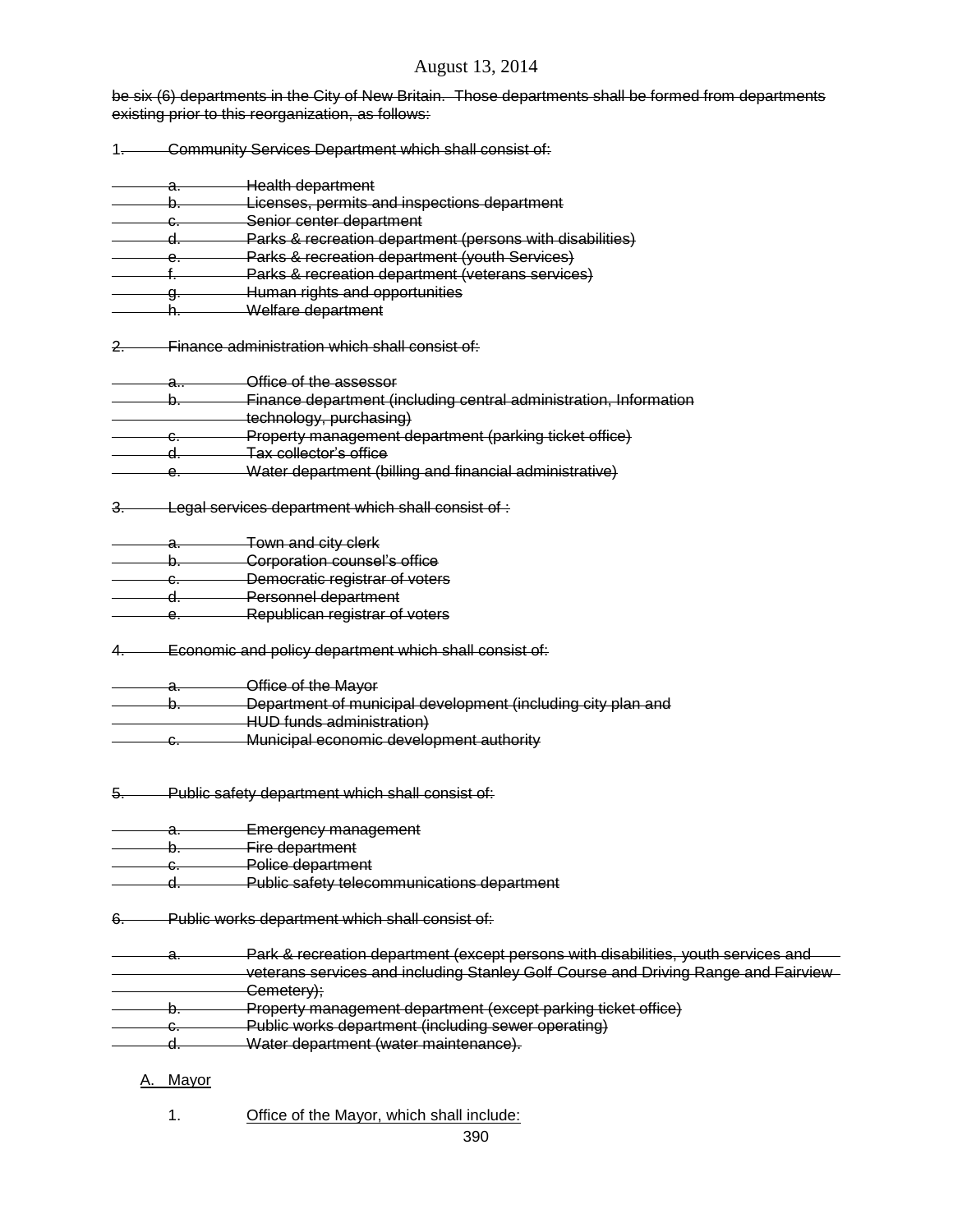~~be six (6) departments in the City of New Britain. Those departments shall be formed from departments existing prior to this reorganization, as follows:~~

~~1. Community Services Department which shall consist of:~~

~~a. Health department~~
~~b. Licenses, permits and inspections department~~
~~c. Senior center department~~
~~d. Parks & recreation department (persons with disabilities)~~
~~e. Parks & recreation department (youth Services)~~
~~f. Parks & recreation department (veterans services)~~
~~g. Human rights and opportunities~~
~~h. Welfare department~~

~~2. Finance administration which shall consist of:~~

~~a.. Office of the assessor~~
~~b. Finance department (including central administration, Information technology, purchasing)~~
~~c. Property management department (parking ticket office)~~
~~d. Tax collector's office~~
~~e. Water department (billing and financial administrative)~~

~~3. Legal services department which shall consist of :~~

~~a. Town and city clerk~~
~~b. Corporation counsel's office~~
~~c. Democratic registrar of voters~~
~~d. Personnel department~~
~~e. Republican registrar of voters~~

~~4. Economic and policy department which shall consist of:~~

~~a. Office of the Mayor~~
~~b. Department of municipal development (including city plan and HUD funds administration)~~
~~c. Municipal economic development authority~~

~~5. Public safety department which shall consist of:~~

~~a. Emergency management~~
~~b. Fire department~~
~~c. Police department~~
~~d. Public safety telecommunications department~~

~~6. Public works department which shall consist of:~~

~~a. Park & recreation department (except persons with disabilities, youth services and veterans services and including Stanley Golf Course and Driving Range and Fairview Cemetery);~~
~~b. Property management department (except parking ticket office)~~
~~c. Public works department (including sewer operating)~~
~~d. Water department (water maintenance).~~

<u>A. Mayor</u>

1. <u>Office of the Mayor, which shall include:</u>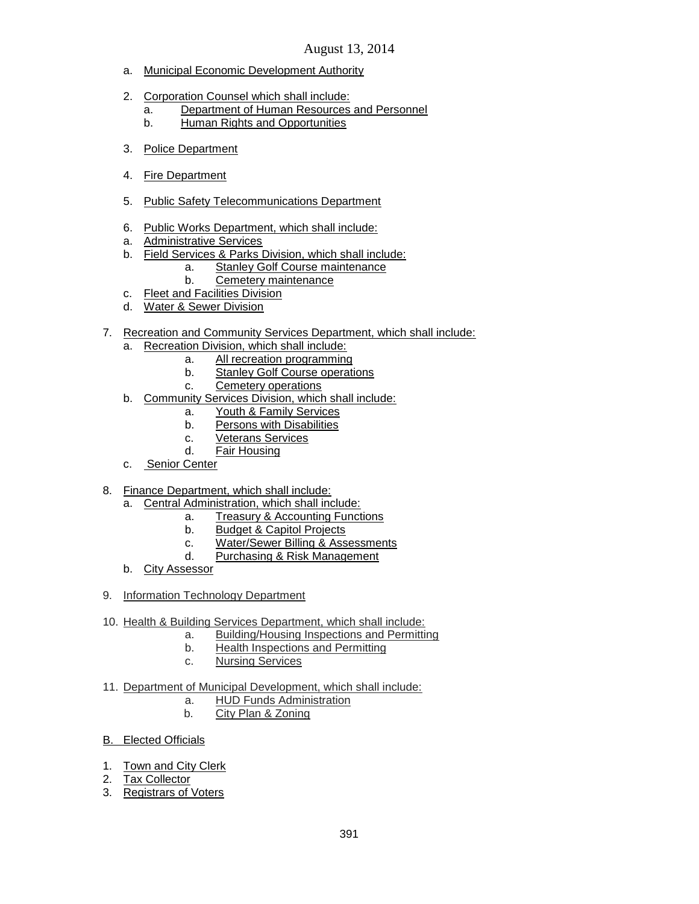a. Municipal Economic Development Authority

2. Corporation Counsel which shall include:
   a. Department of Human Resources and Personnel
   b. Human Rights and Opportunities

3. Police Department

4. Fire Department

5. Public Safety Telecommunications Department

6. Public Works Department, which shall include:
   a. Administrative Services
   b. Field Services & Parks Division, which shall include:
      a. Stanley Golf Course maintenance
      b. Cemetery maintenance
   c. Fleet and Facilities Division
   d. Water & Sewer Division

7. Recreation and Community Services Department, which shall include:
   a. Recreation Division, which shall include:
      a. All recreation programming
      b. Stanley Golf Course operations
      c. Cemetery operations
   b. Community Services Division, which shall include:
      a. Youth & Family Services
      b. Persons with Disabilities
      c. Veterans Services
      d. Fair Housing
   c. Senior Center

8. Finance Department, which shall include:
   a. Central Administration, which shall include:
      a. Treasury & Accounting Functions
      b. Budget & Capitol Projects
      c. Water/Sewer Billing & Assessments
      d. Purchasing & Risk Management
   b. City Assessor

9. Information Technology Department

10. Health & Building Services Department, which shall include:
    a. Building/Housing Inspections and Permitting
    b. Health Inspections and Permitting
    c. Nursing Services

11. Department of Municipal Development, which shall include:
    a. HUD Funds Administration
    b. City Plan & Zoning

B. Elected Officials

1. Town and City Clerk
2. Tax Collector
3. Registrars of Voters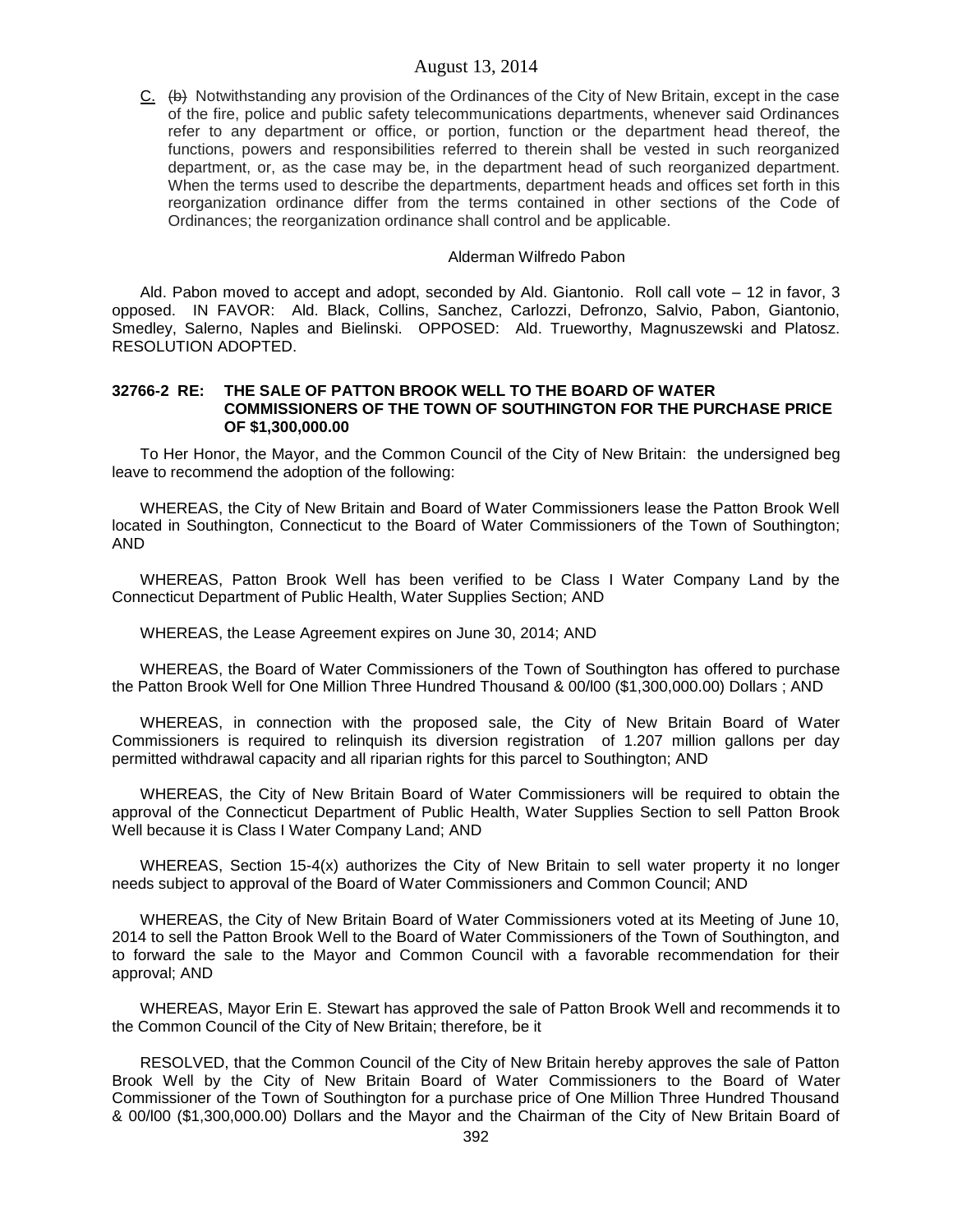C. ~~(b)~~ Notwithstanding any provision of the Ordinances of the City of New Britain, except in the case of the fire, police and public safety telecommunications departments, whenever said Ordinances refer to any department or office, or portion, function or the department head thereof, the functions, powers and responsibilities referred to therein shall be vested in such reorganized department, or, as the case may be, in the department head of such reorganized department. When the terms used to describe the departments, department heads and offices set forth in this reorganization ordinance differ from the terms contained in other sections of the Code of Ordinances; the reorganization ordinance shall control and be applicable.

Alderman Wilfredo Pabon

Ald. Pabon moved to accept and adopt, seconded by Ald. Giantonio. Roll call vote – 12 in favor, 3 opposed. IN FAVOR: Ald. Black, Collins, Sanchez, Carlozzi, Defronzo, Salvio, Pabon, Giantonio, Smedley, Salerno, Naples and Bielinski. OPPOSED: Ald. Trueworthy, Magnuszewski and Platosz. RESOLUTION ADOPTED.

**32766-2 RE: THE SALE OF PATTON BROOK WELL TO THE BOARD OF WATER COMMISSIONERS OF THE TOWN OF SOUTHINGTON FOR THE PURCHASE PRICE OF $1,300,000.00**

To Her Honor, the Mayor, and the Common Council of the City of New Britain: the undersigned beg leave to recommend the adoption of the following:

WHEREAS, the City of New Britain and Board of Water Commissioners lease the Patton Brook Well located in Southington, Connecticut to the Board of Water Commissioners of the Town of Southington; AND

WHEREAS, Patton Brook Well has been verified to be Class I Water Company Land by the Connecticut Department of Public Health, Water Supplies Section; AND

WHEREAS, the Lease Agreement expires on June 30, 2014; AND

WHEREAS, the Board of Water Commissioners of the Town of Southington has offered to purchase the Patton Brook Well for One Million Three Hundred Thousand & 00/l00 ($1,300,000.00) Dollars ; AND

WHEREAS, in connection with the proposed sale, the City of New Britain Board of Water Commissioners is required to relinquish its diversion registration of 1.207 million gallons per day permitted withdrawal capacity and all riparian rights for this parcel to Southington; AND

WHEREAS, the City of New Britain Board of Water Commissioners will be required to obtain the approval of the Connecticut Department of Public Health, Water Supplies Section to sell Patton Brook Well because it is Class I Water Company Land; AND

WHEREAS, Section 15-4(x) authorizes the City of New Britain to sell water property it no longer needs subject to approval of the Board of Water Commissioners and Common Council; AND

WHEREAS, the City of New Britain Board of Water Commissioners voted at its Meeting of June 10, 2014 to sell the Patton Brook Well to the Board of Water Commissioners of the Town of Southington, and to forward the sale to the Mayor and Common Council with a favorable recommendation for their approval; AND

WHEREAS, Mayor Erin E. Stewart has approved the sale of Patton Brook Well and recommends it to the Common Council of the City of New Britain; therefore, be it

RESOLVED, that the Common Council of the City of New Britain hereby approves the sale of Patton Brook Well by the City of New Britain Board of Water Commissioners to the Board of Water Commissioner of the Town of Southington for a purchase price of One Million Three Hundred Thousand & 00/l00 ($1,300,000.00) Dollars and the Mayor and the Chairman of the City of New Britain Board of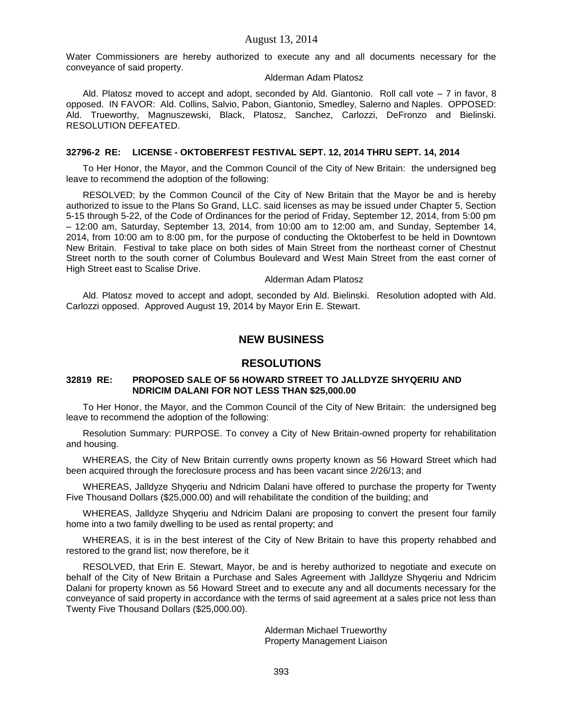Water Commissioners are hereby authorized to execute any and all documents necessary for the conveyance of said property.

Alderman Adam Platosz

Ald. Platosz moved to accept and adopt, seconded by Ald. Giantonio. Roll call vote – 7 in favor, 8 opposed. IN FAVOR: Ald. Collins, Salvio, Pabon, Giantonio, Smedley, Salerno and Naples. OPPOSED: Ald. Trueworthy, Magnuszewski, Black, Platosz, Sanchez, Carlozzi, DeFronzo and Bielinski. RESOLUTION DEFEATED.

**32796-2 RE: LICENSE - OKTOBERFEST FESTIVAL SEPT. 12, 2014 THRU SEPT. 14, 2014**

To Her Honor, the Mayor, and the Common Council of the City of New Britain: the undersigned beg leave to recommend the adoption of the following:

RESOLVED; by the Common Council of the City of New Britain that the Mayor be and is hereby authorized to issue to the Plans So Grand, LLC. said licenses as may be issued under Chapter 5, Section 5-15 through 5-22, of the Code of Ordinances for the period of Friday, September 12, 2014, from 5:00 pm – 12:00 am, Saturday, September 13, 2014, from 10:00 am to 12:00 am, and Sunday, September 14, 2014, from 10:00 am to 8:00 pm, for the purpose of conducting the Oktoberfest to be held in Downtown New Britain. Festival to take place on both sides of Main Street from the northeast corner of Chestnut Street north to the south corner of Columbus Boulevard and West Main Street from the east corner of High Street east to Scalise Drive.

Alderman Adam Platosz

Ald. Platosz moved to accept and adopt, seconded by Ald. Bielinski. Resolution adopted with Ald. Carlozzi opposed. Approved August 19, 2014 by Mayor Erin E. Stewart.

## NEW BUSINESS

## RESOLUTIONS

**32819 RE: PROPOSED SALE OF 56 HOWARD STREET TO JALLDYZE SHYQERIU AND NDRICIM DALANI FOR NOT LESS THAN $25,000.00**

To Her Honor, the Mayor, and the Common Council of the City of New Britain: the undersigned beg leave to recommend the adoption of the following:

Resolution Summary: PURPOSE. To convey a City of New Britain-owned property for rehabilitation and housing.

WHEREAS, the City of New Britain currently owns property known as 56 Howard Street which had been acquired through the foreclosure process and has been vacant since 2/26/13; and

WHEREAS, Jalldyze Shyqeriu and Ndricim Dalani have offered to purchase the property for Twenty Five Thousand Dollars ($25,000.00) and will rehabilitate the condition of the building; and

WHEREAS, Jalldyze Shyqeriu and Ndricim Dalani are proposing to convert the present four family home into a two family dwelling to be used as rental property; and

WHEREAS, it is in the best interest of the City of New Britain to have this property rehabbed and restored to the grand list; now therefore, be it

RESOLVED, that Erin E. Stewart, Mayor, be and is hereby authorized to negotiate and execute on behalf of the City of New Britain a Purchase and Sales Agreement with Jalldyze Shyqeriu and Ndricim Dalani for property known as 56 Howard Street and to execute any and all documents necessary for the conveyance of said property in accordance with the terms of said agreement at a sales price not less than Twenty Five Thousand Dollars ($25,000.00).

Alderman Michael Trueworthy
Property Management Liaison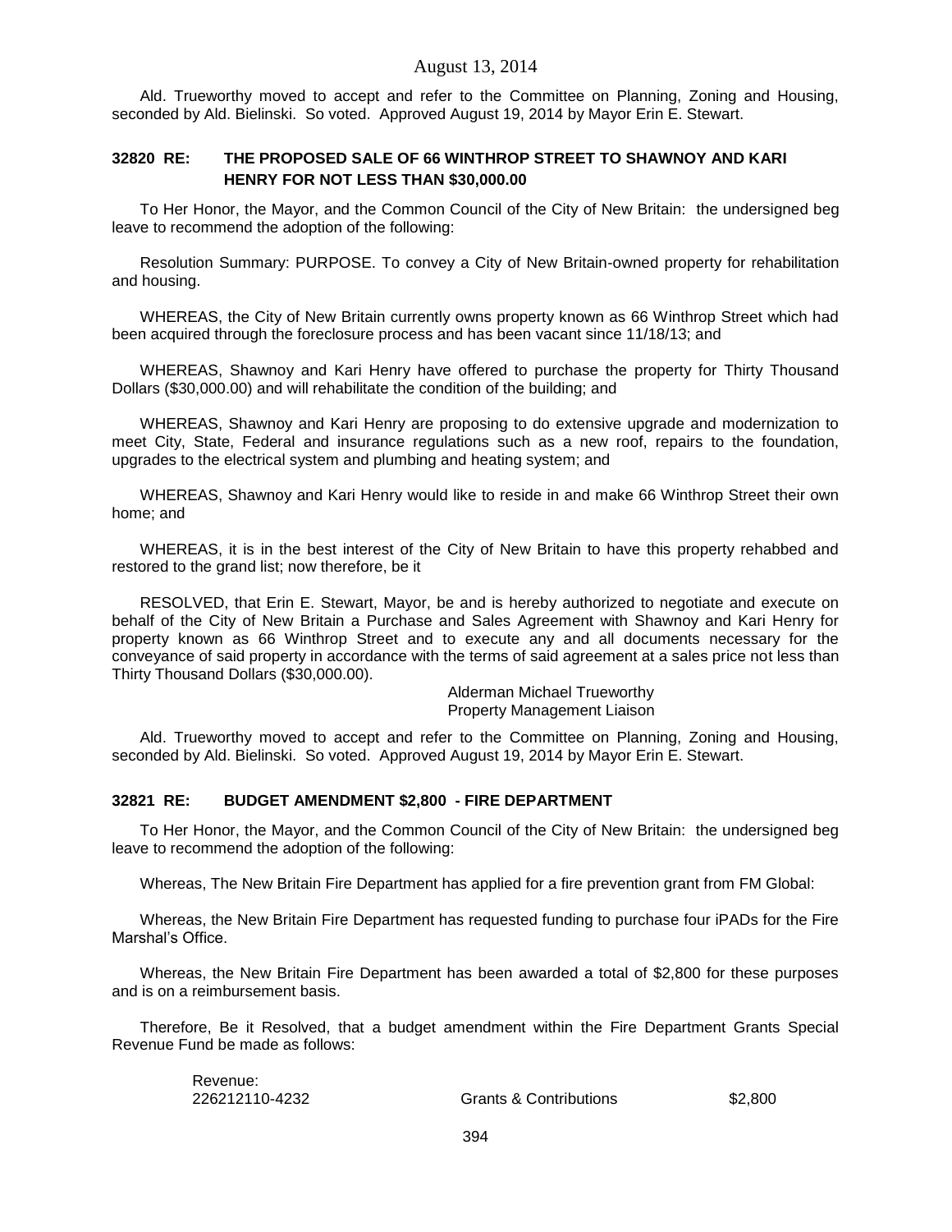Ald. Trueworthy moved to accept and refer to the Committee on Planning, Zoning and Housing, seconded by Ald. Bielinski. So voted. Approved August 19, 2014 by Mayor Erin E. Stewart.

### 32820 RE: THE PROPOSED SALE OF 66 WINTHROP STREET TO SHAWNOY AND KARI HENRY FOR NOT LESS THAN $30,000.00

To Her Honor, the Mayor, and the Common Council of the City of New Britain: the undersigned beg leave to recommend the adoption of the following:

Resolution Summary: PURPOSE. To convey a City of New Britain-owned property for rehabilitation and housing.

WHEREAS, the City of New Britain currently owns property known as 66 Winthrop Street which had been acquired through the foreclosure process and has been vacant since 11/18/13; and

WHEREAS, Shawnoy and Kari Henry have offered to purchase the property for Thirty Thousand Dollars ($30,000.00) and will rehabilitate the condition of the building; and

WHEREAS, Shawnoy and Kari Henry are proposing to do extensive upgrade and modernization to meet City, State, Federal and insurance regulations such as a new roof, repairs to the foundation, upgrades to the electrical system and plumbing and heating system; and

WHEREAS, Shawnoy and Kari Henry would like to reside in and make 66 Winthrop Street their own home; and

WHEREAS, it is in the best interest of the City of New Britain to have this property rehabbed and restored to the grand list; now therefore, be it

RESOLVED, that Erin E. Stewart, Mayor, be and is hereby authorized to negotiate and execute on behalf of the City of New Britain a Purchase and Sales Agreement with Shawnoy and Kari Henry for property known as 66 Winthrop Street and to execute any and all documents necessary for the conveyance of said property in accordance with the terms of said agreement at a sales price not less than Thirty Thousand Dollars ($30,000.00).

Alderman Michael Trueworthy
Property Management Liaison

Ald. Trueworthy moved to accept and refer to the Committee on Planning, Zoning and Housing, seconded by Ald. Bielinski. So voted. Approved August 19, 2014 by Mayor Erin E. Stewart.

### 32821 RE: BUDGET AMENDMENT $2,800 - FIRE DEPARTMENT

To Her Honor, the Mayor, and the Common Council of the City of New Britain: the undersigned beg leave to recommend the adoption of the following:

Whereas, The New Britain Fire Department has applied for a fire prevention grant from FM Global:

Whereas, the New Britain Fire Department has requested funding to purchase four iPADs for the Fire Marshal's Office.

Whereas, the New Britain Fire Department has been awarded a total of $2,800 for these purposes and is on a reimbursement basis.

Therefore, Be it Resolved, that a budget amendment within the Fire Department Grants Special Revenue Fund be made as follows:

| Revenue: | | |
|---|---|---|
| 226212110-4232 | Grants & Contributions | $2,800 |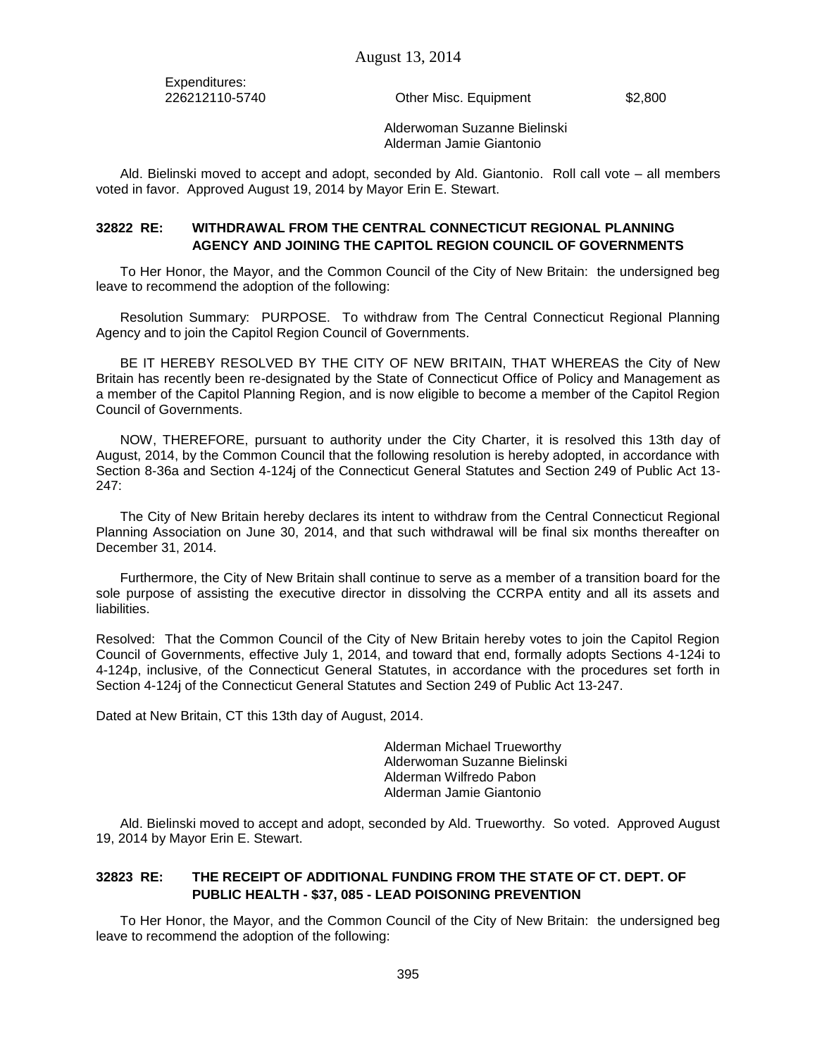Expenditures:

| | | |
|---|---|---|
| 226212110-5740 | Other Misc. Equipment | $2,800 |

Alderwoman Suzanne Bielinski
Alderman Jamie Giantonio

Ald. Bielinski moved to accept and adopt, seconded by Ald. Giantonio. Roll call vote – all members voted in favor. Approved August 19, 2014 by Mayor Erin E. Stewart.

### 32822 RE: WITHDRAWAL FROM THE CENTRAL CONNECTICUT REGIONAL PLANNING AGENCY AND JOINING THE CAPITOL REGION COUNCIL OF GOVERNMENTS

To Her Honor, the Mayor, and the Common Council of the City of New Britain: the undersigned beg leave to recommend the adoption of the following:

Resolution Summary: PURPOSE. To withdraw from The Central Connecticut Regional Planning Agency and to join the Capitol Region Council of Governments.

BE IT HEREBY RESOLVED BY THE CITY OF NEW BRITAIN, THAT WHEREAS the City of New Britain has recently been re-designated by the State of Connecticut Office of Policy and Management as a member of the Capitol Planning Region, and is now eligible to become a member of the Capitol Region Council of Governments.

NOW, THEREFORE, pursuant to authority under the City Charter, it is resolved this 13th day of August, 2014, by the Common Council that the following resolution is hereby adopted, in accordance with Section 8-36a and Section 4-124j of the Connecticut General Statutes and Section 249 of Public Act 13-247:

The City of New Britain hereby declares its intent to withdraw from the Central Connecticut Regional Planning Association on June 30, 2014, and that such withdrawal will be final six months thereafter on December 31, 2014.

Furthermore, the City of New Britain shall continue to serve as a member of a transition board for the sole purpose of assisting the executive director in dissolving the CCRPA entity and all its assets and liabilities.

Resolved: That the Common Council of the City of New Britain hereby votes to join the Capitol Region Council of Governments, effective July 1, 2014, and toward that end, formally adopts Sections 4-124i to 4-124p, inclusive, of the Connecticut General Statutes, in accordance with the procedures set forth in Section 4-124j of the Connecticut General Statutes and Section 249 of Public Act 13-247.

Dated at New Britain, CT this 13th day of August, 2014.

Alderman Michael Trueworthy
Alderwoman Suzanne Bielinski
Alderman Wilfredo Pabon
Alderman Jamie Giantonio

Ald. Bielinski moved to accept and adopt, seconded by Ald. Trueworthy. So voted. Approved August 19, 2014 by Mayor Erin E. Stewart.

### 32823 RE: THE RECEIPT OF ADDITIONAL FUNDING FROM THE STATE OF CT. DEPT. OF PUBLIC HEALTH - $37, 085 - LEAD POISONING PREVENTION

To Her Honor, the Mayor, and the Common Council of the City of New Britain: the undersigned beg leave to recommend the adoption of the following: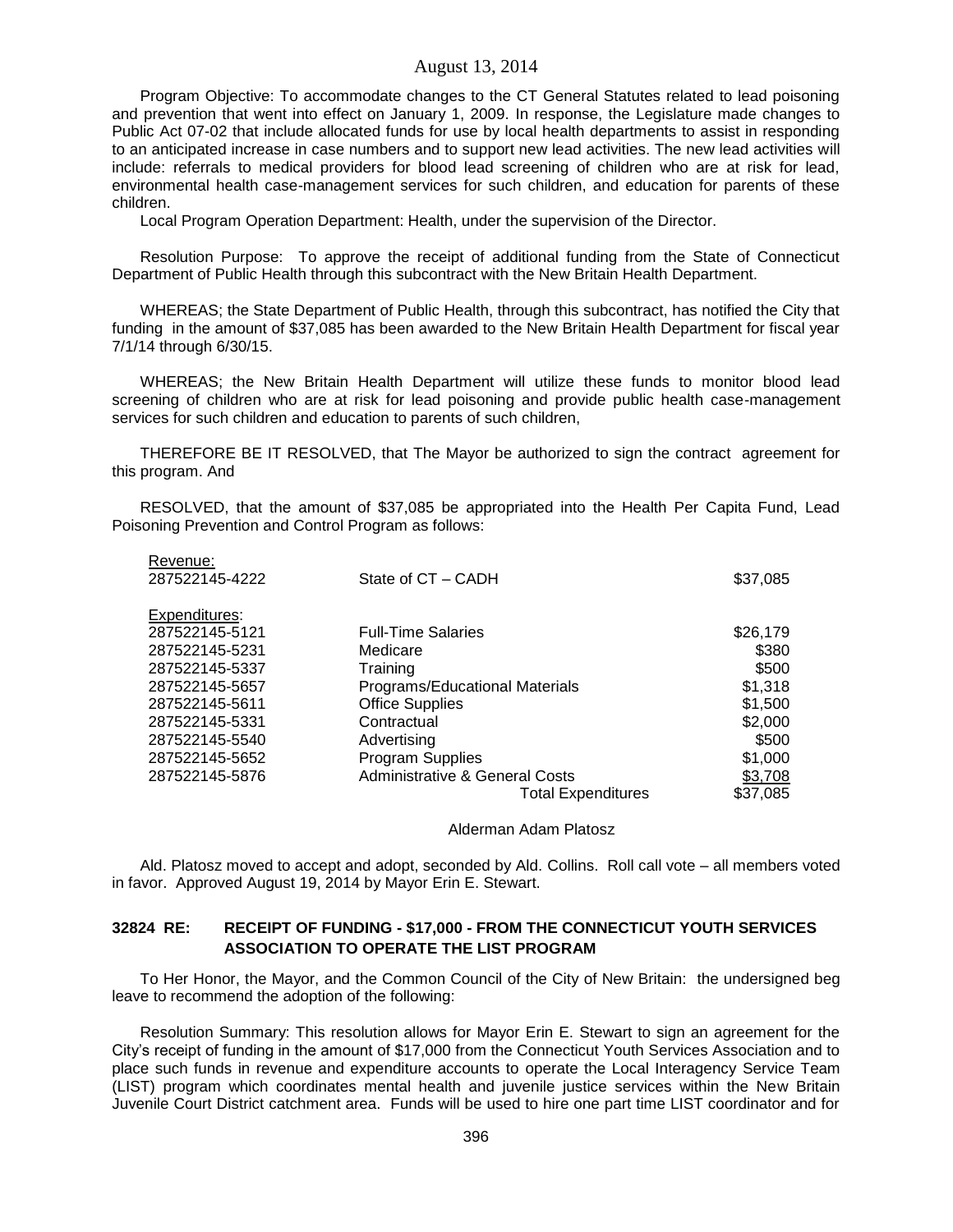Program Objective: To accommodate changes to the CT General Statutes related to lead poisoning and prevention that went into effect on January 1, 2009. In response, the Legislature made changes to Public Act 07-02 that include allocated funds for use by local health departments to assist in responding to an anticipated increase in case numbers and to support new lead activities. The new lead activities will include: referrals to medical providers for blood lead screening of children who are at risk for lead, environmental health case-management services for such children, and education for parents of these children.

Local Program Operation Department: Health, under the supervision of the Director.

Resolution Purpose: To approve the receipt of additional funding from the State of Connecticut Department of Public Health through this subcontract with the New Britain Health Department.

WHEREAS; the State Department of Public Health, through this subcontract, has notified the City that funding in the amount of $37,085 has been awarded to the New Britain Health Department for fiscal year 7/1/14 through 6/30/15.

WHEREAS; the New Britain Health Department will utilize these funds to monitor blood lead screening of children who are at risk for lead poisoning and provide public health case-management services for such children and education to parents of such children,

THEREFORE BE IT RESOLVED, that The Mayor be authorized to sign the contract agreement for this program. And

RESOLVED, that the amount of $37,085 be appropriated into the Health Per Capita Fund, Lead Poisoning Prevention and Control Program as follows:

| | | |
|---|---|---|
| Revenue: | | |
| 287522145-4222 | State of CT – CADH | $37,085 |
| | | |
| Expenditures: | | |
| 287522145-5121 | Full-Time Salaries | $26,179 |
| 287522145-5231 | Medicare | $380 |
| 287522145-5337 | Training | $500 |
| 287522145-5657 | Programs/Educational Materials | $1,318 |
| 287522145-5611 | Office Supplies | $1,500 |
| 287522145-5331 | Contractual | $2,000 |
| 287522145-5540 | Advertising | $500 |
| 287522145-5652 | Program Supplies | $1,000 |
| 287522145-5876 | Administrative & General Costs | $3,708 |
| | Total Expenditures | $37,085 |

Alderman Adam Platosz

Ald. Platosz moved to accept and adopt, seconded by Ald. Collins. Roll call vote – all members voted in favor. Approved August 19, 2014 by Mayor Erin E. Stewart.

**32824 RE: RECEIPT OF FUNDING - $17,000 - FROM THE CONNECTICUT YOUTH SERVICES ASSOCIATION TO OPERATE THE LIST PROGRAM**

To Her Honor, the Mayor, and the Common Council of the City of New Britain: the undersigned beg leave to recommend the adoption of the following:

Resolution Summary: This resolution allows for Mayor Erin E. Stewart to sign an agreement for the City's receipt of funding in the amount of $17,000 from the Connecticut Youth Services Association and to place such funds in revenue and expenditure accounts to operate the Local Interagency Service Team (LIST) program which coordinates mental health and juvenile justice services within the New Britain Juvenile Court District catchment area. Funds will be used to hire one part time LIST coordinator and for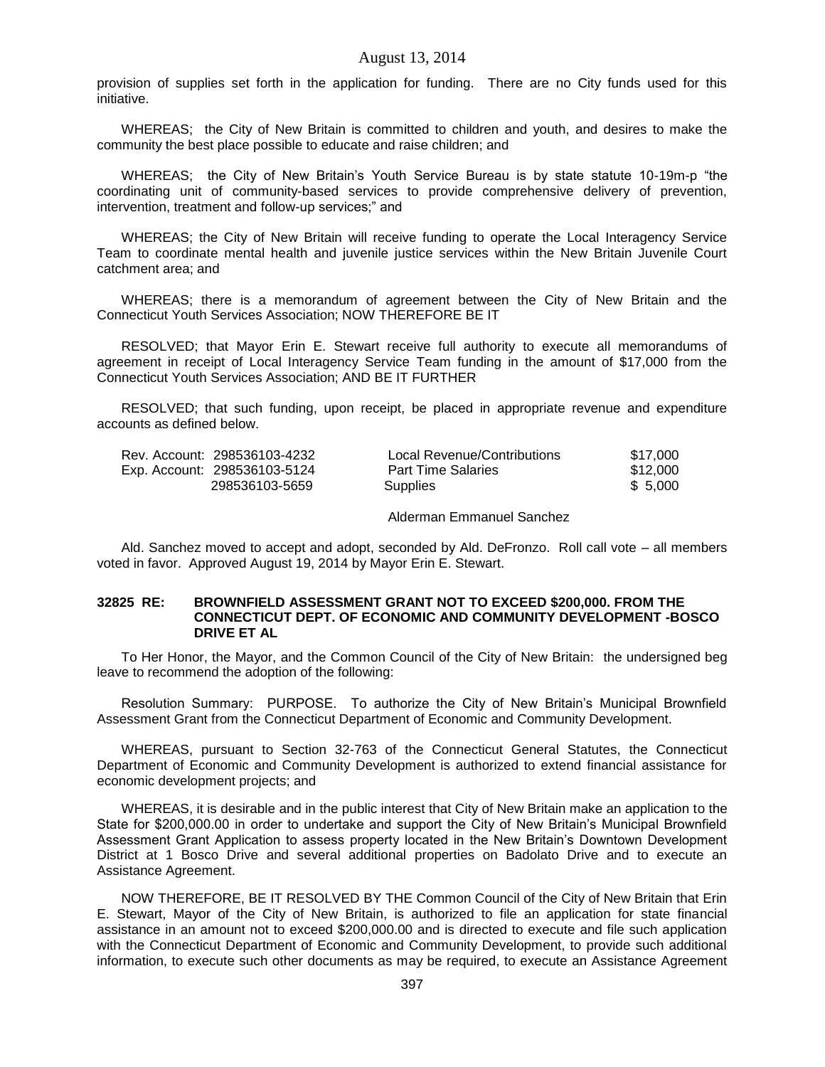provision of supplies set forth in the application for funding. There are no City funds used for this initiative.

WHEREAS; the City of New Britain is committed to children and youth, and desires to make the community the best place possible to educate and raise children; and

WHEREAS; the City of New Britain's Youth Service Bureau is by state statute 10-19m-p "the coordinating unit of community-based services to provide comprehensive delivery of prevention, intervention, treatment and follow-up services;" and

WHEREAS; the City of New Britain will receive funding to operate the Local Interagency Service Team to coordinate mental health and juvenile justice services within the New Britain Juvenile Court catchment area; and

WHEREAS; there is a memorandum of agreement between the City of New Britain and the Connecticut Youth Services Association; NOW THEREFORE BE IT

RESOLVED; that Mayor Erin E. Stewart receive full authority to execute all memorandums of agreement in receipt of Local Interagency Service Team funding in the amount of $17,000 from the Connecticut Youth Services Association; AND BE IT FURTHER

RESOLVED; that such funding, upon receipt, be placed in appropriate revenue and expenditure accounts as defined below.

| | | | |
|---|---|---|---|
| Rev. Account: | 298536103-4232 | Local Revenue/Contributions | $17,000 |
| Exp. Account: | 298536103-5124 | Part Time Salaries | $12,000 |
| | 298536103-5659 | Supplies | $ 5,000 |

Alderman Emmanuel Sanchez

Ald. Sanchez moved to accept and adopt, seconded by Ald. DeFronzo. Roll call vote – all members voted in favor. Approved August 19, 2014 by Mayor Erin E. Stewart.

**32825 RE: BROWNFIELD ASSESSMENT GRANT NOT TO EXCEED $200,000. FROM THE CONNECTICUT DEPT. OF ECONOMIC AND COMMUNITY DEVELOPMENT -BOSCO DRIVE ET AL**

To Her Honor, the Mayor, and the Common Council of the City of New Britain: the undersigned beg leave to recommend the adoption of the following:

Resolution Summary: PURPOSE. To authorize the City of New Britain's Municipal Brownfield Assessment Grant from the Connecticut Department of Economic and Community Development.

WHEREAS, pursuant to Section 32-763 of the Connecticut General Statutes, the Connecticut Department of Economic and Community Development is authorized to extend financial assistance for economic development projects; and

WHEREAS, it is desirable and in the public interest that City of New Britain make an application to the State for $200,000.00 in order to undertake and support the City of New Britain's Municipal Brownfield Assessment Grant Application to assess property located in the New Britain's Downtown Development District at 1 Bosco Drive and several additional properties on Badolato Drive and to execute an Assistance Agreement.

NOW THEREFORE, BE IT RESOLVED BY THE Common Council of the City of New Britain that Erin E. Stewart, Mayor of the City of New Britain, is authorized to file an application for state financial assistance in an amount not to exceed $200,000.00 and is directed to execute and file such application with the Connecticut Department of Economic and Community Development, to provide such additional information, to execute such other documents as may be required, to execute an Assistance Agreement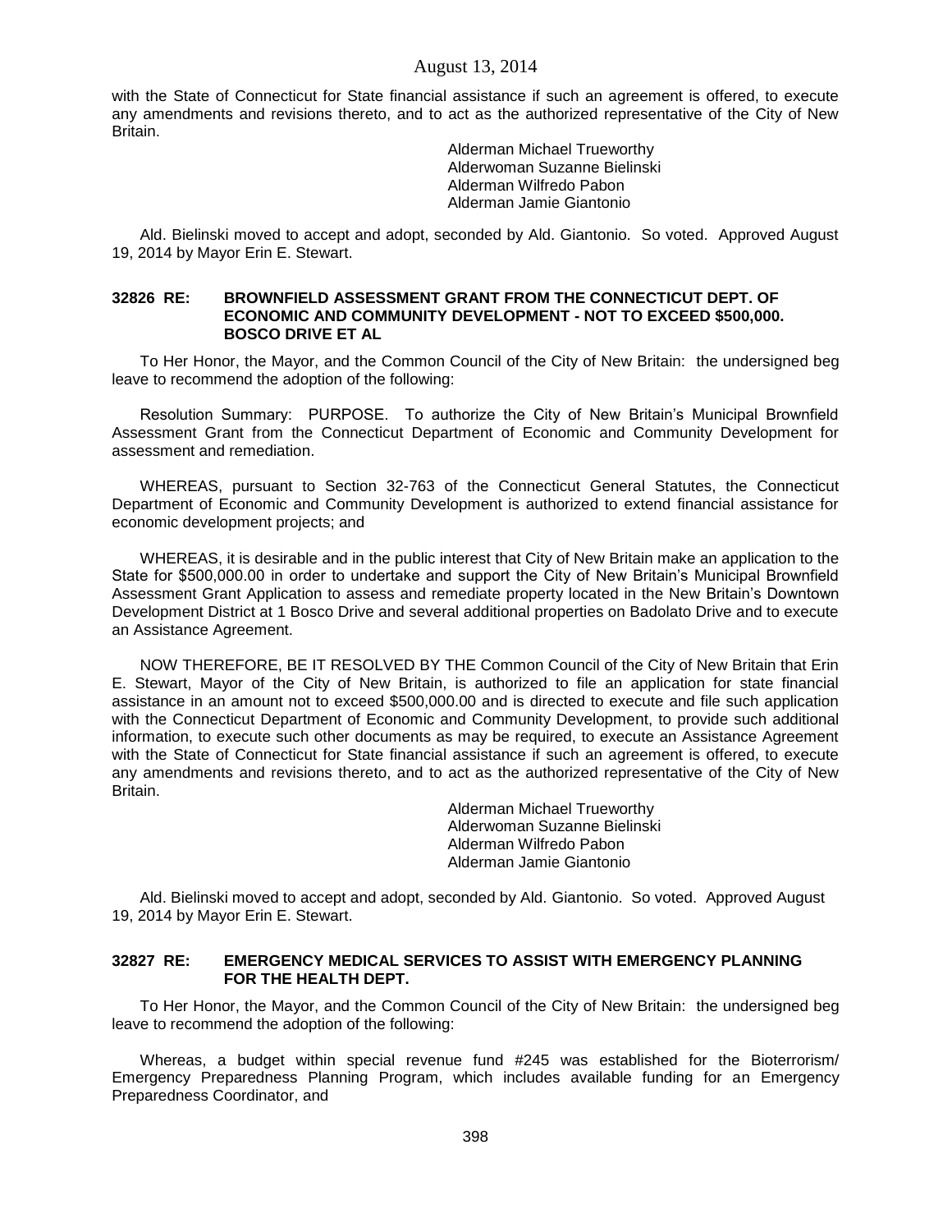with the State of Connecticut for State financial assistance if such an agreement is offered, to execute any amendments and revisions thereto, and to act as the authorized representative of the City of New Britain.

Alderman Michael Trueworthy
Alderwoman Suzanne Bielinski
Alderman Wilfredo Pabon
Alderman Jamie Giantonio

Ald. Bielinski moved to accept and adopt, seconded by Ald. Giantonio. So voted. Approved August 19, 2014 by Mayor Erin E. Stewart.

**32826 RE: BROWNFIELD ASSESSMENT GRANT FROM THE CONNECTICUT DEPT. OF ECONOMIC AND COMMUNITY DEVELOPMENT - NOT TO EXCEED $500,000. BOSCO DRIVE ET AL**

To Her Honor, the Mayor, and the Common Council of the City of New Britain: the undersigned beg leave to recommend the adoption of the following:

Resolution Summary: PURPOSE. To authorize the City of New Britain's Municipal Brownfield Assessment Grant from the Connecticut Department of Economic and Community Development for assessment and remediation.

WHEREAS, pursuant to Section 32-763 of the Connecticut General Statutes, the Connecticut Department of Economic and Community Development is authorized to extend financial assistance for economic development projects; and

WHEREAS, it is desirable and in the public interest that City of New Britain make an application to the State for $500,000.00 in order to undertake and support the City of New Britain's Municipal Brownfield Assessment Grant Application to assess and remediate property located in the New Britain's Downtown Development District at 1 Bosco Drive and several additional properties on Badolato Drive and to execute an Assistance Agreement.

NOW THEREFORE, BE IT RESOLVED BY THE Common Council of the City of New Britain that Erin E. Stewart, Mayor of the City of New Britain, is authorized to file an application for state financial assistance in an amount not to exceed $500,000.00 and is directed to execute and file such application with the Connecticut Department of Economic and Community Development, to provide such additional information, to execute such other documents as may be required, to execute an Assistance Agreement with the State of Connecticut for State financial assistance if such an agreement is offered, to execute any amendments and revisions thereto, and to act as the authorized representative of the City of New Britain.

Alderman Michael Trueworthy
Alderwoman Suzanne Bielinski
Alderman Wilfredo Pabon
Alderman Jamie Giantonio

Ald. Bielinski moved to accept and adopt, seconded by Ald. Giantonio. So voted. Approved August 19, 2014 by Mayor Erin E. Stewart.

**32827 RE: EMERGENCY MEDICAL SERVICES TO ASSIST WITH EMERGENCY PLANNING FOR THE HEALTH DEPT.**

To Her Honor, the Mayor, and the Common Council of the City of New Britain: the undersigned beg leave to recommend the adoption of the following:

Whereas, a budget within special revenue fund #245 was established for the Bioterrorism/ Emergency Preparedness Planning Program, which includes available funding for an Emergency Preparedness Coordinator, and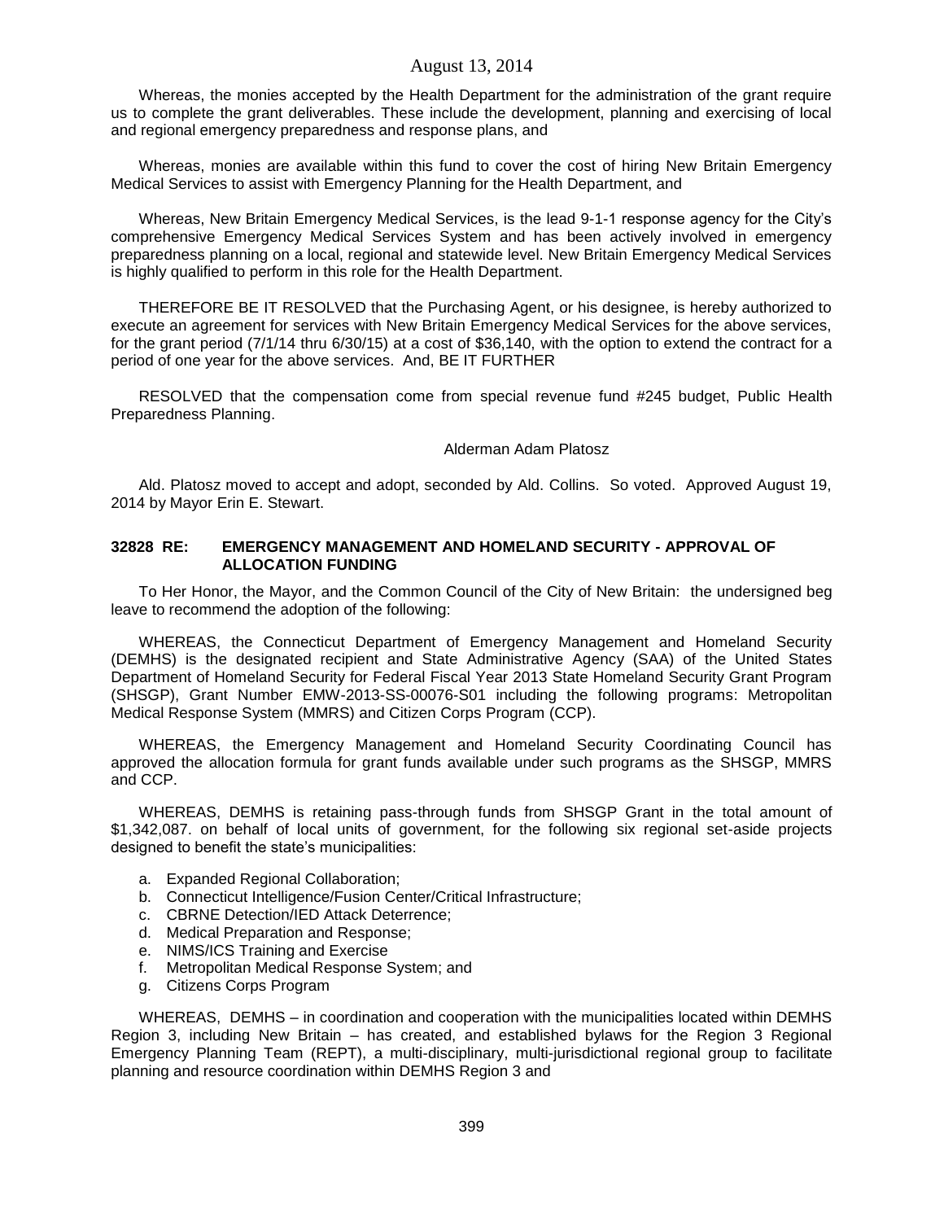Whereas, the monies accepted by the Health Department for the administration of the grant require us to complete the grant deliverables. These include the development, planning and exercising of local and regional emergency preparedness and response plans, and

Whereas, monies are available within this fund to cover the cost of hiring New Britain Emergency Medical Services to assist with Emergency Planning for the Health Department, and

Whereas, New Britain Emergency Medical Services, is the lead 9-1-1 response agency for the City's comprehensive Emergency Medical Services System and has been actively involved in emergency preparedness planning on a local, regional and statewide level. New Britain Emergency Medical Services is highly qualified to perform in this role for the Health Department.

THEREFORE BE IT RESOLVED that the Purchasing Agent, or his designee, is hereby authorized to execute an agreement for services with New Britain Emergency Medical Services for the above services, for the grant period (7/1/14 thru 6/30/15) at a cost of $36,140, with the option to extend the contract for a period of one year for the above services. And, BE IT FURTHER

RESOLVED that the compensation come from special revenue fund #245 budget, Public Health Preparedness Planning.

Alderman Adam Platosz

Ald. Platosz moved to accept and adopt, seconded by Ald. Collins. So voted. Approved August 19, 2014 by Mayor Erin E. Stewart.

**32828 RE: EMERGENCY MANAGEMENT AND HOMELAND SECURITY - APPROVAL OF ALLOCATION FUNDING**

To Her Honor, the Mayor, and the Common Council of the City of New Britain: the undersigned beg leave to recommend the adoption of the following:

WHEREAS, the Connecticut Department of Emergency Management and Homeland Security (DEMHS) is the designated recipient and State Administrative Agency (SAA) of the United States Department of Homeland Security for Federal Fiscal Year 2013 State Homeland Security Grant Program (SHSGP), Grant Number EMW-2013-SS-00076-S01 including the following programs: Metropolitan Medical Response System (MMRS) and Citizen Corps Program (CCP).

WHEREAS, the Emergency Management and Homeland Security Coordinating Council has approved the allocation formula for grant funds available under such programs as the SHSGP, MMRS and CCP.

WHEREAS, DEMHS is retaining pass-through funds from SHSGP Grant in the total amount of $1,342,087. on behalf of local units of government, for the following six regional set-aside projects designed to benefit the state's municipalities:

a. Expanded Regional Collaboration;
b. Connecticut Intelligence/Fusion Center/Critical Infrastructure;
c. CBRNE Detection/IED Attack Deterrence;
d. Medical Preparation and Response;
e. NIMS/ICS Training and Exercise
f. Metropolitan Medical Response System; and
g. Citizens Corps Program

WHEREAS, DEMHS – in coordination and cooperation with the municipalities located within DEMHS Region 3, including New Britain – has created, and established bylaws for the Region 3 Regional Emergency Planning Team (REPT), a multi-disciplinary, multi-jurisdictional regional group to facilitate planning and resource coordination within DEMHS Region 3 and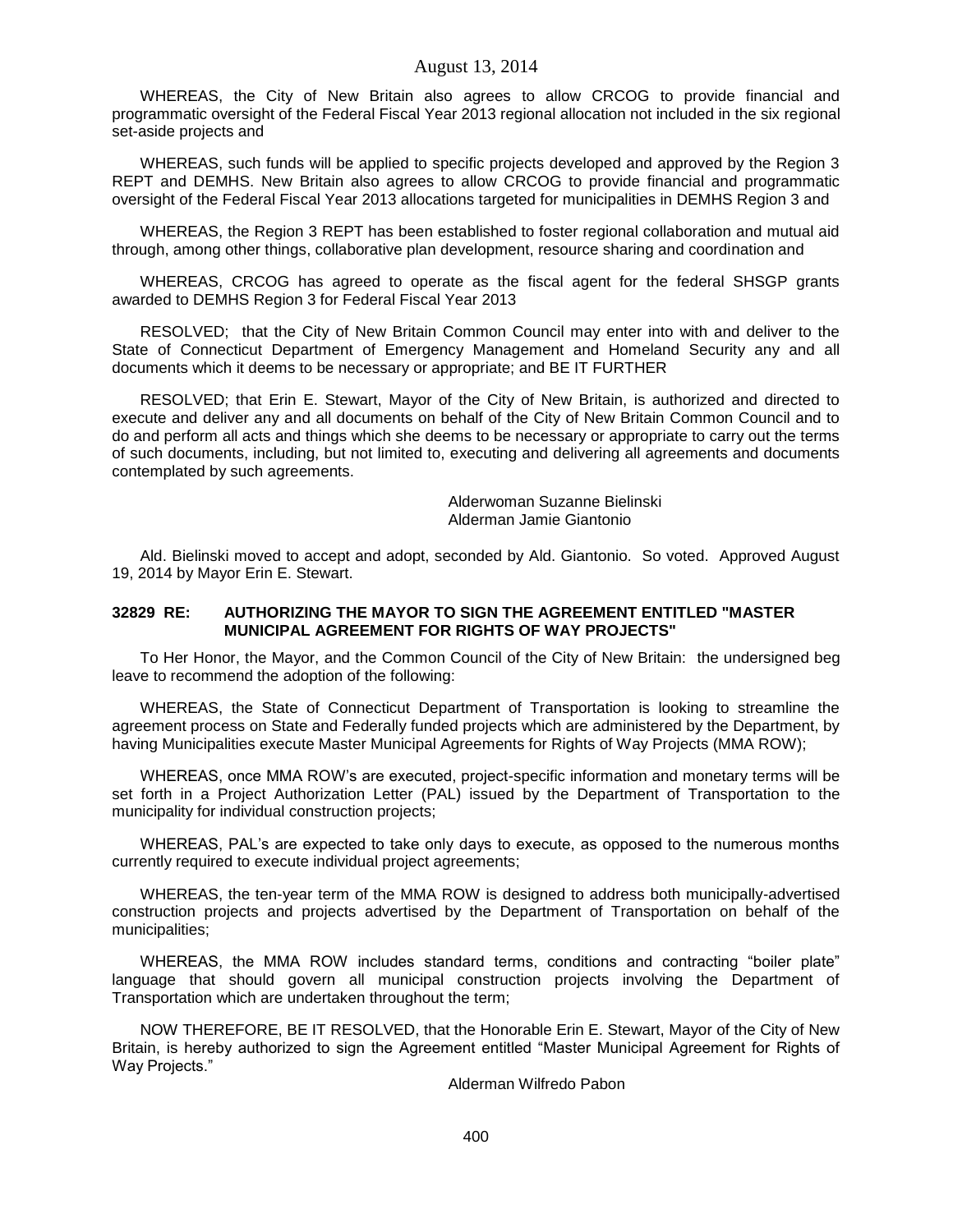WHEREAS, the City of New Britain also agrees to allow CRCOG to provide financial and programmatic oversight of the Federal Fiscal Year 2013 regional allocation not included in the six regional set-aside projects and

WHEREAS, such funds will be applied to specific projects developed and approved by the Region 3 REPT and DEMHS. New Britain also agrees to allow CRCOG to provide financial and programmatic oversight of the Federal Fiscal Year 2013 allocations targeted for municipalities in DEMHS Region 3 and

WHEREAS, the Region 3 REPT has been established to foster regional collaboration and mutual aid through, among other things, collaborative plan development, resource sharing and coordination and

WHEREAS, CRCOG has agreed to operate as the fiscal agent for the federal SHSGP grants awarded to DEMHS Region 3 for Federal Fiscal Year 2013

RESOLVED; that the City of New Britain Common Council may enter into with and deliver to the State of Connecticut Department of Emergency Management and Homeland Security any and all documents which it deems to be necessary or appropriate; and BE IT FURTHER

RESOLVED; that Erin E. Stewart, Mayor of the City of New Britain, is authorized and directed to execute and deliver any and all documents on behalf of the City of New Britain Common Council and to do and perform all acts and things which she deems to be necessary or appropriate to carry out the terms of such documents, including, but not limited to, executing and delivering all agreements and documents contemplated by such agreements.

Alderwoman Suzanne Bielinski
Alderman Jamie Giantonio

Ald. Bielinski moved to accept and adopt, seconded by Ald. Giantonio. So voted. Approved August 19, 2014 by Mayor Erin E. Stewart.

**32829 RE: AUTHORIZING THE MAYOR TO SIGN THE AGREEMENT ENTITLED "MASTER MUNICIPAL AGREEMENT FOR RIGHTS OF WAY PROJECTS"**

To Her Honor, the Mayor, and the Common Council of the City of New Britain: the undersigned beg leave to recommend the adoption of the following:

WHEREAS, the State of Connecticut Department of Transportation is looking to streamline the agreement process on State and Federally funded projects which are administered by the Department, by having Municipalities execute Master Municipal Agreements for Rights of Way Projects (MMA ROW);

WHEREAS, once MMA ROW's are executed, project-specific information and monetary terms will be set forth in a Project Authorization Letter (PAL) issued by the Department of Transportation to the municipality for individual construction projects;

WHEREAS, PAL's are expected to take only days to execute, as opposed to the numerous months currently required to execute individual project agreements;

WHEREAS, the ten-year term of the MMA ROW is designed to address both municipally-advertised construction projects and projects advertised by the Department of Transportation on behalf of the municipalities;

WHEREAS, the MMA ROW includes standard terms, conditions and contracting "boiler plate" language that should govern all municipal construction projects involving the Department of Transportation which are undertaken throughout the term;

NOW THEREFORE, BE IT RESOLVED, that the Honorable Erin E. Stewart, Mayor of the City of New Britain, is hereby authorized to sign the Agreement entitled "Master Municipal Agreement for Rights of Way Projects."

Alderman Wilfredo Pabon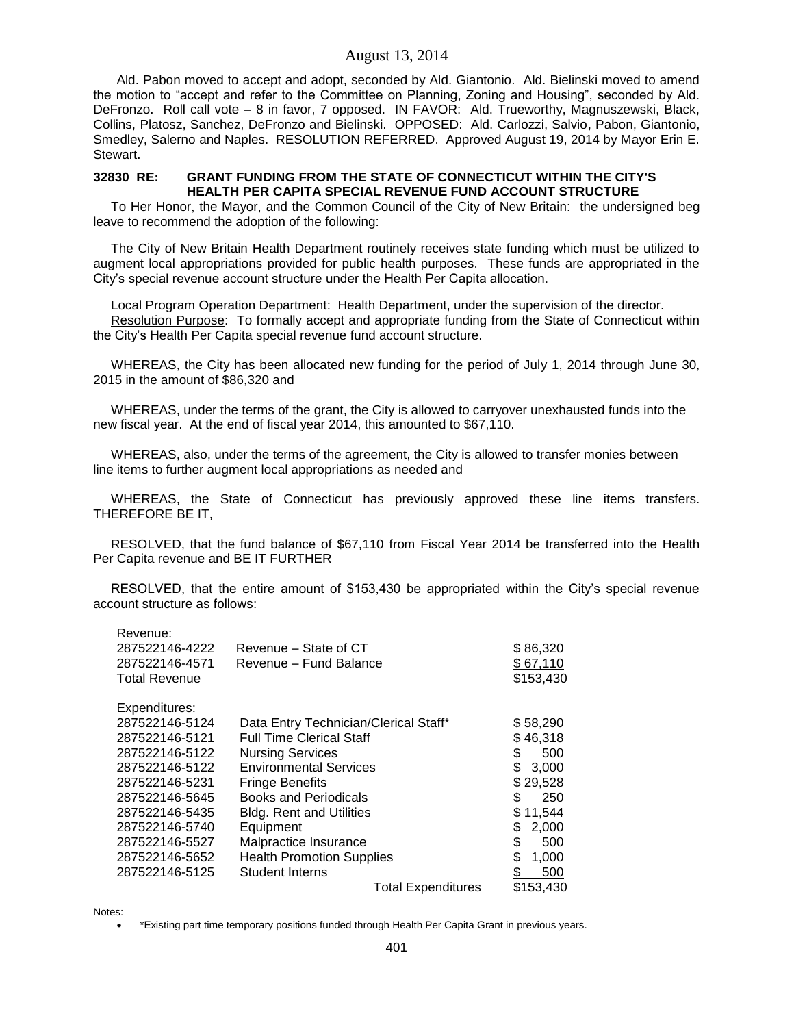Ald. Pabon moved to accept and adopt, seconded by Ald. Giantonio. Ald. Bielinski moved to amend the motion to "accept and refer to the Committee on Planning, Zoning and Housing", seconded by Ald. DeFronzo. Roll call vote – 8 in favor, 7 opposed. IN FAVOR: Ald. Trueworthy, Magnuszewski, Black, Collins, Platosz, Sanchez, DeFronzo and Bielinski. OPPOSED: Ald. Carlozzi, Salvio, Pabon, Giantonio, Smedley, Salerno and Naples. RESOLUTION REFERRED. Approved August 19, 2014 by Mayor Erin E. Stewart.

**32830 RE: GRANT FUNDING FROM THE STATE OF CONNECTICUT WITHIN THE CITY'S HEALTH PER CAPITA SPECIAL REVENUE FUND ACCOUNT STRUCTURE**

To Her Honor, the Mayor, and the Common Council of the City of New Britain: the undersigned beg leave to recommend the adoption of the following:

The City of New Britain Health Department routinely receives state funding which must be utilized to augment local appropriations provided for public health purposes. These funds are appropriated in the City's special revenue account structure under the Health Per Capita allocation.

Local Program Operation Department: Health Department, under the supervision of the director.
Resolution Purpose: To formally accept and appropriate funding from the State of Connecticut within the City's Health Per Capita special revenue fund account structure.

WHEREAS, the City has been allocated new funding for the period of July 1, 2014 through June 30, 2015 in the amount of $86,320 and

WHEREAS, under the terms of the grant, the City is allowed to carryover unexhausted funds into the new fiscal year. At the end of fiscal year 2014, this amounted to $67,110.

WHEREAS, also, under the terms of the agreement, the City is allowed to transfer monies between line items to further augment local appropriations as needed and

WHEREAS, the State of Connecticut has previously approved these line items transfers. THEREFORE BE IT,

RESOLVED, that the fund balance of $67,110 from Fiscal Year 2014 be transferred into the Health Per Capita revenue and BE IT FURTHER

RESOLVED, that the entire amount of $153,430 be appropriated within the City's special revenue account structure as follows:

| | | |
|---|---|---|
| Revenue: | | |
| 287522146-4222 | Revenue – State of CT | $ 86,320 |
| 287522146-4571 | Revenue – Fund Balance | $ 67,110 |
| Total Revenue | | $153,430 |
| | | |
| Expenditures: | | |
| 287522146-5124 | Data Entry Technician/Clerical Staff* | $ 58,290 |
| 287522146-5121 | Full Time Clerical Staff | $ 46,318 |
| 287522146-5122 | Nursing Services | $ 500 |
| 287522146-5122 | Environmental Services | $ 3,000 |
| 287522146-5231 | Fringe Benefits | $ 29,528 |
| 287522146-5645 | Books and Periodicals | $ 250 |
| 287522146-5435 | Bldg. Rent and Utilities | $ 11,544 |
| 287522146-5740 | Equipment | $ 2,000 |
| 287522146-5527 | Malpractice Insurance | $ 500 |
| 287522146-5652 | Health Promotion Supplies | $ 1,000 |
| 287522146-5125 | Student Interns | $ 500 |
| | Total Expenditures | $153,430 |

Notes:

- *Existing part time temporary positions funded through Health Per Capita Grant in previous years.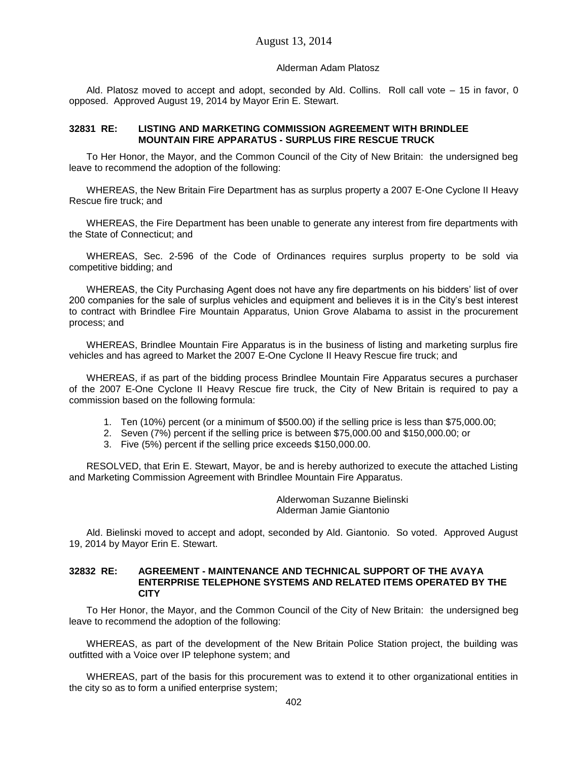Alderman Adam Platosz

Ald. Platosz moved to accept and adopt, seconded by Ald. Collins. Roll call vote – 15 in favor, 0 opposed. Approved August 19, 2014 by Mayor Erin E. Stewart.

**32831 RE: LISTING AND MARKETING COMMISSION AGREEMENT WITH BRINDLEE MOUNTAIN FIRE APPARATUS - SURPLUS FIRE RESCUE TRUCK**

To Her Honor, the Mayor, and the Common Council of the City of New Britain: the undersigned beg leave to recommend the adoption of the following:

WHEREAS, the New Britain Fire Department has as surplus property a 2007 E-One Cyclone II Heavy Rescue fire truck; and

WHEREAS, the Fire Department has been unable to generate any interest from fire departments with the State of Connecticut; and

WHEREAS, Sec. 2-596 of the Code of Ordinances requires surplus property to be sold via competitive bidding; and

WHEREAS, the City Purchasing Agent does not have any fire departments on his bidders' list of over 200 companies for the sale of surplus vehicles and equipment and believes it is in the City's best interest to contract with Brindlee Fire Mountain Apparatus, Union Grove Alabama to assist in the procurement process; and

WHEREAS, Brindlee Mountain Fire Apparatus is in the business of listing and marketing surplus fire vehicles and has agreed to Market the 2007 E-One Cyclone II Heavy Rescue fire truck; and

WHEREAS, if as part of the bidding process Brindlee Mountain Fire Apparatus secures a purchaser of the 2007 E-One Cyclone II Heavy Rescue fire truck, the City of New Britain is required to pay a commission based on the following formula:

1. Ten (10%) percent (or a minimum of $500.00) if the selling price is less than $75,000.00;
2. Seven (7%) percent if the selling price is between $75,000.00 and $150,000.00; or
3. Five (5%) percent if the selling price exceeds $150,000.00.

RESOLVED, that Erin E. Stewart, Mayor, be and is hereby authorized to execute the attached Listing and Marketing Commission Agreement with Brindlee Mountain Fire Apparatus.

Alderwoman Suzanne Bielinski
Alderman Jamie Giantonio

Ald. Bielinski moved to accept and adopt, seconded by Ald. Giantonio. So voted. Approved August 19, 2014 by Mayor Erin E. Stewart.

**32832 RE: AGREEMENT - MAINTENANCE AND TECHNICAL SUPPORT OF THE AVAYA ENTERPRISE TELEPHONE SYSTEMS AND RELATED ITEMS OPERATED BY THE CITY**

To Her Honor, the Mayor, and the Common Council of the City of New Britain: the undersigned beg leave to recommend the adoption of the following:

WHEREAS, as part of the development of the New Britain Police Station project, the building was outfitted with a Voice over IP telephone system; and

WHEREAS, part of the basis for this procurement was to extend it to other organizational entities in the city so as to form a unified enterprise system;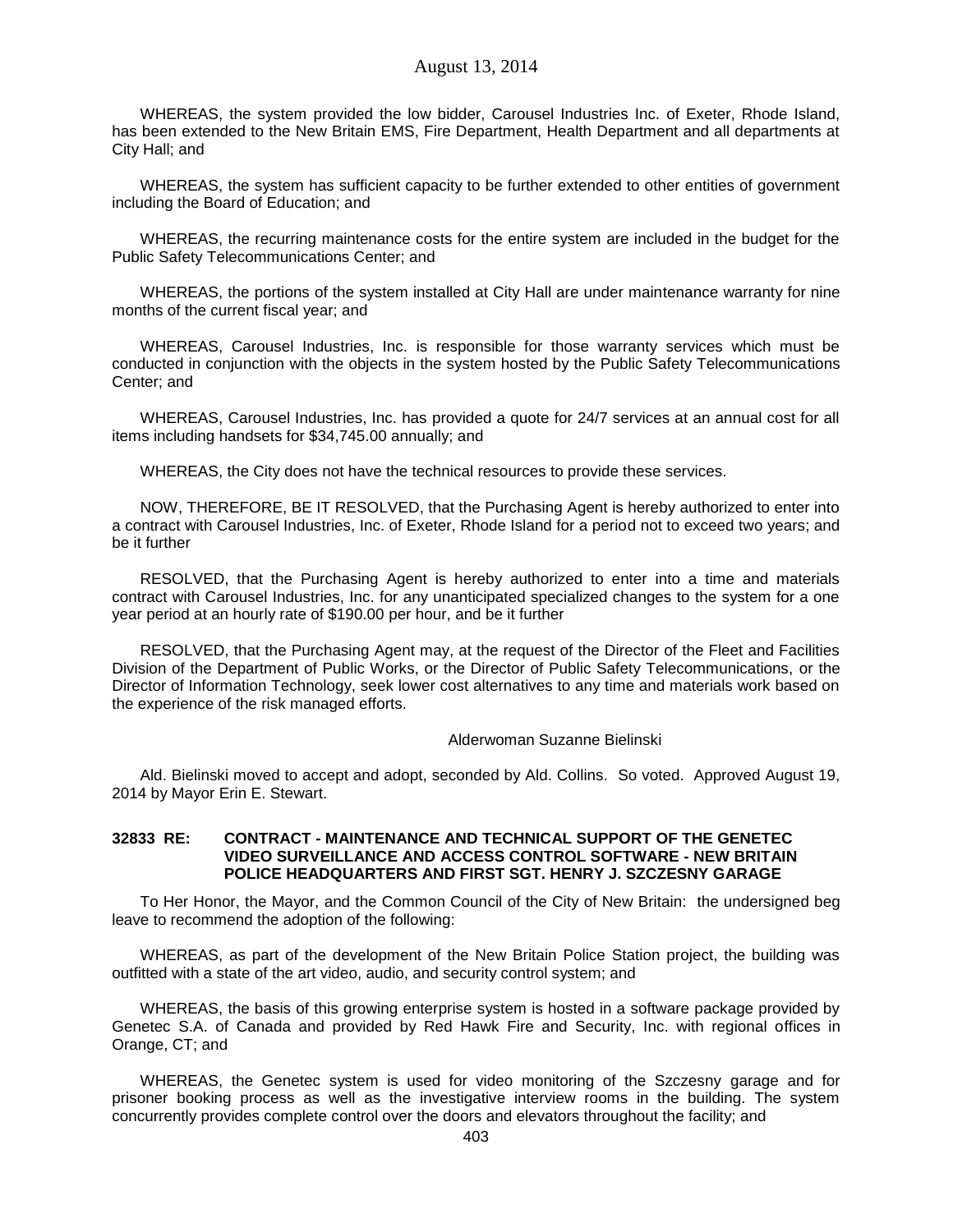WHEREAS, the system provided the low bidder, Carousel Industries Inc. of Exeter, Rhode Island, has been extended to the New Britain EMS, Fire Department, Health Department and all departments at City Hall; and

WHEREAS, the system has sufficient capacity to be further extended to other entities of government including the Board of Education; and

WHEREAS, the recurring maintenance costs for the entire system are included in the budget for the Public Safety Telecommunications Center; and

WHEREAS, the portions of the system installed at City Hall are under maintenance warranty for nine months of the current fiscal year; and

WHEREAS, Carousel Industries, Inc. is responsible for those warranty services which must be conducted in conjunction with the objects in the system hosted by the Public Safety Telecommunications Center; and

WHEREAS, Carousel Industries, Inc. has provided a quote for 24/7 services at an annual cost for all items including handsets for $34,745.00 annually; and

WHEREAS, the City does not have the technical resources to provide these services.

NOW, THEREFORE, BE IT RESOLVED, that the Purchasing Agent is hereby authorized to enter into a contract with Carousel Industries, Inc. of Exeter, Rhode Island for a period not to exceed two years; and be it further

RESOLVED, that the Purchasing Agent is hereby authorized to enter into a time and materials contract with Carousel Industries, Inc. for any unanticipated specialized changes to the system for a one year period at an hourly rate of $190.00 per hour, and be it further

RESOLVED, that the Purchasing Agent may, at the request of the Director of the Fleet and Facilities Division of the Department of Public Works, or the Director of Public Safety Telecommunications, or the Director of Information Technology, seek lower cost alternatives to any time and materials work based on the experience of the risk managed efforts.

Alderwoman Suzanne Bielinski

Ald. Bielinski moved to accept and adopt, seconded by Ald. Collins. So voted. Approved August 19, 2014 by Mayor Erin E. Stewart.

**32833 RE: CONTRACT - MAINTENANCE AND TECHNICAL SUPPORT OF THE GENETEC VIDEO SURVEILLANCE AND ACCESS CONTROL SOFTWARE - NEW BRITAIN POLICE HEADQUARTERS AND FIRST SGT. HENRY J. SZCZESNY GARAGE**

To Her Honor, the Mayor, and the Common Council of the City of New Britain: the undersigned beg leave to recommend the adoption of the following:

WHEREAS, as part of the development of the New Britain Police Station project, the building was outfitted with a state of the art video, audio, and security control system; and

WHEREAS, the basis of this growing enterprise system is hosted in a software package provided by Genetec S.A. of Canada and provided by Red Hawk Fire and Security, Inc. with regional offices in Orange, CT; and

WHEREAS, the Genetec system is used for video monitoring of the Szczesny garage and for prisoner booking process as well as the investigative interview rooms in the building. The system concurrently provides complete control over the doors and elevators throughout the facility; and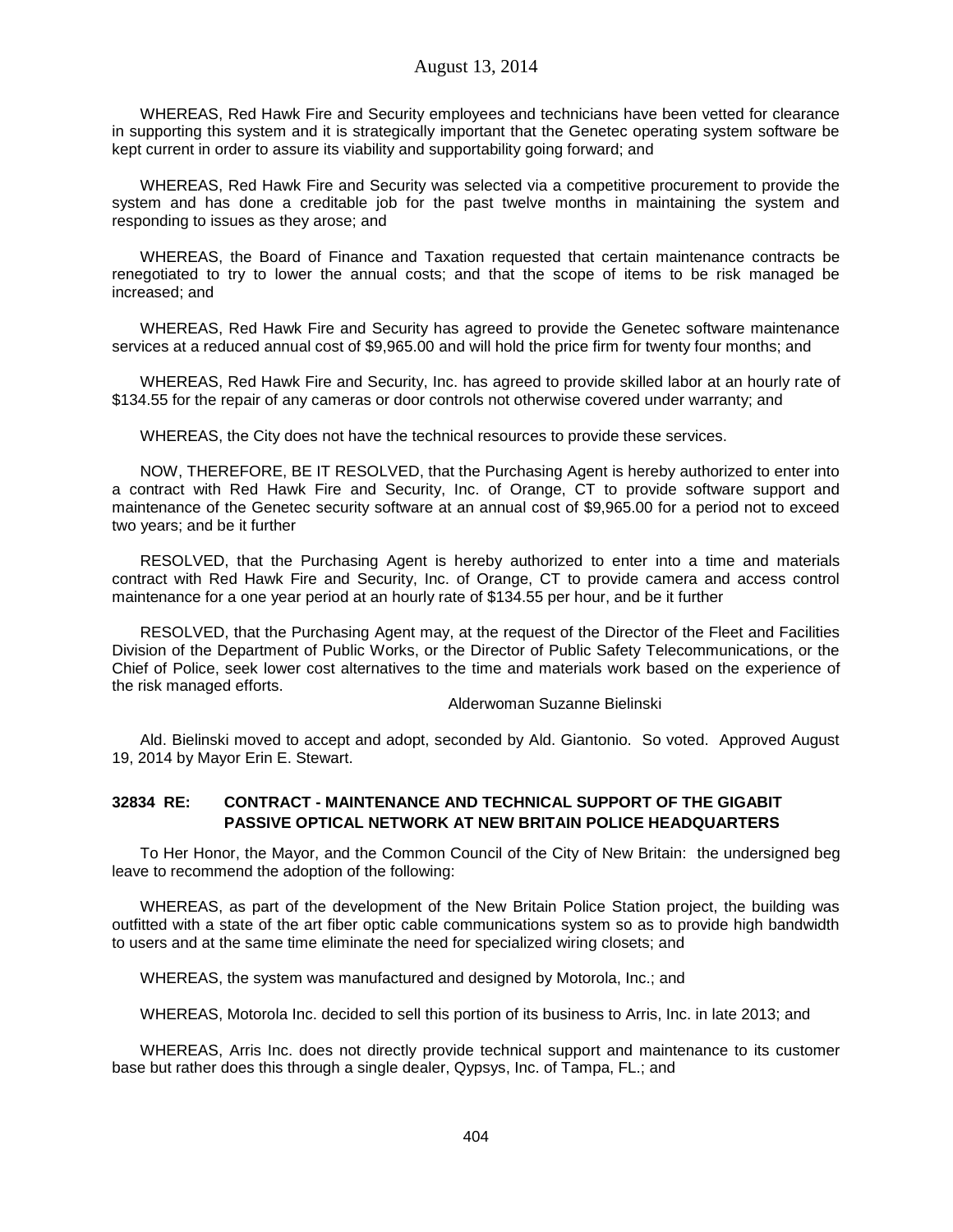WHEREAS, Red Hawk Fire and Security employees and technicians have been vetted for clearance in supporting this system and it is strategically important that the Genetec operating system software be kept current in order to assure its viability and supportability going forward; and

WHEREAS, Red Hawk Fire and Security was selected via a competitive procurement to provide the system and has done a creditable job for the past twelve months in maintaining the system and responding to issues as they arose; and

WHEREAS, the Board of Finance and Taxation requested that certain maintenance contracts be renegotiated to try to lower the annual costs; and that the scope of items to be risk managed be increased; and

WHEREAS, Red Hawk Fire and Security has agreed to provide the Genetec software maintenance services at a reduced annual cost of $9,965.00 and will hold the price firm for twenty four months; and

WHEREAS, Red Hawk Fire and Security, Inc. has agreed to provide skilled labor at an hourly rate of $134.55 for the repair of any cameras or door controls not otherwise covered under warranty; and

WHEREAS, the City does not have the technical resources to provide these services.

NOW, THEREFORE, BE IT RESOLVED, that the Purchasing Agent is hereby authorized to enter into a contract with Red Hawk Fire and Security, Inc. of Orange, CT to provide software support and maintenance of the Genetec security software at an annual cost of $9,965.00 for a period not to exceed two years; and be it further

RESOLVED, that the Purchasing Agent is hereby authorized to enter into a time and materials contract with Red Hawk Fire and Security, Inc. of Orange, CT to provide camera and access control maintenance for a one year period at an hourly rate of $134.55 per hour, and be it further

RESOLVED, that the Purchasing Agent may, at the request of the Director of the Fleet and Facilities Division of the Department of Public Works, or the Director of Public Safety Telecommunications, or the Chief of Police, seek lower cost alternatives to the time and materials work based on the experience of the risk managed efforts.

Alderwoman Suzanne Bielinski

Ald. Bielinski moved to accept and adopt, seconded by Ald. Giantonio. So voted. Approved August 19, 2014 by Mayor Erin E. Stewart.

### 32834 RE: CONTRACT - MAINTENANCE AND TECHNICAL SUPPORT OF THE GIGABIT PASSIVE OPTICAL NETWORK AT NEW BRITAIN POLICE HEADQUARTERS

To Her Honor, the Mayor, and the Common Council of the City of New Britain: the undersigned beg leave to recommend the adoption of the following:

WHEREAS, as part of the development of the New Britain Police Station project, the building was outfitted with a state of the art fiber optic cable communications system so as to provide high bandwidth to users and at the same time eliminate the need for specialized wiring closets; and

WHEREAS, the system was manufactured and designed by Motorola, Inc.; and

WHEREAS, Motorola Inc. decided to sell this portion of its business to Arris, Inc. in late 2013; and

WHEREAS, Arris Inc. does not directly provide technical support and maintenance to its customer base but rather does this through a single dealer, Qypsys, Inc. of Tampa, FL.; and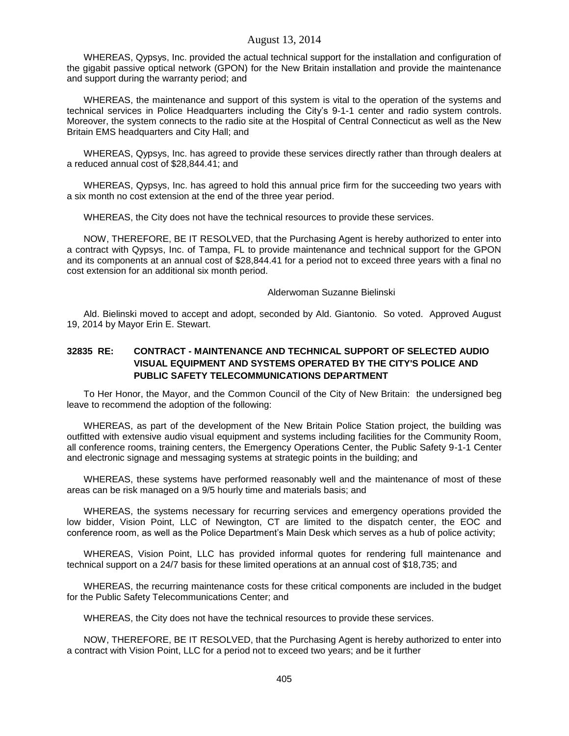WHEREAS, Qypsys, Inc. provided the actual technical support for the installation and configuration of the gigabit passive optical network (GPON) for the New Britain installation and provide the maintenance and support during the warranty period; and

WHEREAS, the maintenance and support of this system is vital to the operation of the systems and technical services in Police Headquarters including the City's 9-1-1 center and radio system controls. Moreover, the system connects to the radio site at the Hospital of Central Connecticut as well as the New Britain EMS headquarters and City Hall; and

WHEREAS, Qypsys, Inc. has agreed to provide these services directly rather than through dealers at a reduced annual cost of $28,844.41; and

WHEREAS, Qypsys, Inc. has agreed to hold this annual price firm for the succeeding two years with a six month no cost extension at the end of the three year period.

WHEREAS, the City does not have the technical resources to provide these services.

NOW, THEREFORE, BE IT RESOLVED, that the Purchasing Agent is hereby authorized to enter into a contract with Qypsys, Inc. of Tampa, FL to provide maintenance and technical support for the GPON and its components at an annual cost of $28,844.41 for a period not to exceed three years with a final no cost extension for an additional six month period.

Alderwoman Suzanne Bielinski

Ald. Bielinski moved to accept and adopt, seconded by Ald. Giantonio. So voted. Approved August 19, 2014 by Mayor Erin E. Stewart.

### 32835 RE: CONTRACT - MAINTENANCE AND TECHNICAL SUPPORT OF SELECTED AUDIO VISUAL EQUIPMENT AND SYSTEMS OPERATED BY THE CITY'S POLICE AND PUBLIC SAFETY TELECOMMUNICATIONS DEPARTMENT

To Her Honor, the Mayor, and the Common Council of the City of New Britain: the undersigned beg leave to recommend the adoption of the following:

WHEREAS, as part of the development of the New Britain Police Station project, the building was outfitted with extensive audio visual equipment and systems including facilities for the Community Room, all conference rooms, training centers, the Emergency Operations Center, the Public Safety 9-1-1 Center and electronic signage and messaging systems at strategic points in the building; and

WHEREAS, these systems have performed reasonably well and the maintenance of most of these areas can be risk managed on a 9/5 hourly time and materials basis; and

WHEREAS, the systems necessary for recurring services and emergency operations provided the low bidder, Vision Point, LLC of Newington, CT are limited to the dispatch center, the EOC and conference room, as well as the Police Department's Main Desk which serves as a hub of police activity;

WHEREAS, Vision Point, LLC has provided informal quotes for rendering full maintenance and technical support on a 24/7 basis for these limited operations at an annual cost of $18,735; and

WHEREAS, the recurring maintenance costs for these critical components are included in the budget for the Public Safety Telecommunications Center; and

WHEREAS, the City does not have the technical resources to provide these services.

NOW, THEREFORE, BE IT RESOLVED, that the Purchasing Agent is hereby authorized to enter into a contract with Vision Point, LLC for a period not to exceed two years; and be it further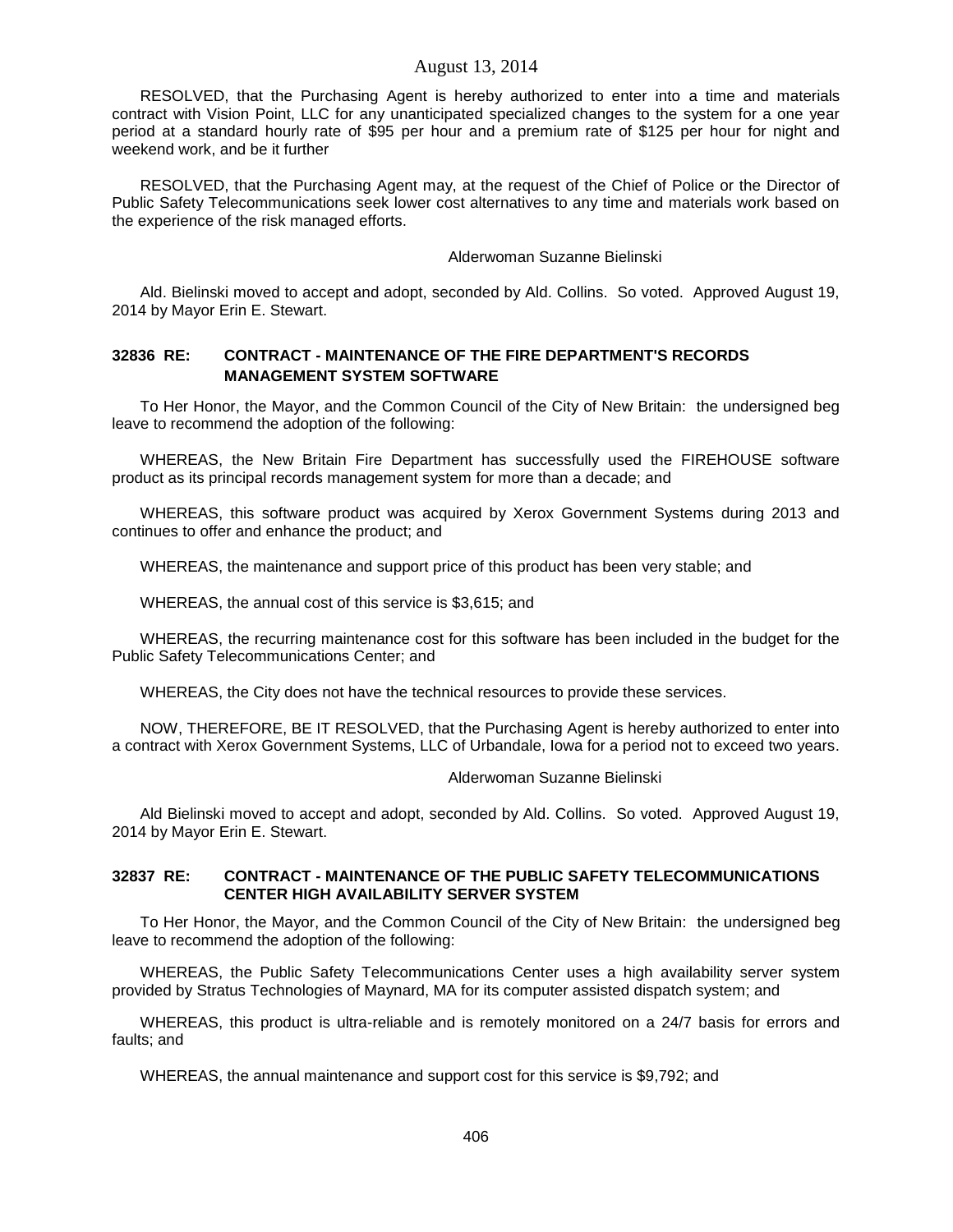RESOLVED, that the Purchasing Agent is hereby authorized to enter into a time and materials contract with Vision Point, LLC for any unanticipated specialized changes to the system for a one year period at a standard hourly rate of $95 per hour and a premium rate of $125 per hour for night and weekend work, and be it further

RESOLVED, that the Purchasing Agent may, at the request of the Chief of Police or the Director of Public Safety Telecommunications seek lower cost alternatives to any time and materials work based on the experience of the risk managed efforts.

Alderwoman Suzanne Bielinski

Ald. Bielinski moved to accept and adopt, seconded by Ald. Collins. So voted. Approved August 19, 2014 by Mayor Erin E. Stewart.

### 32836 RE: CONTRACT - MAINTENANCE OF THE FIRE DEPARTMENT'S RECORDS MANAGEMENT SYSTEM SOFTWARE

To Her Honor, the Mayor, and the Common Council of the City of New Britain: the undersigned beg leave to recommend the adoption of the following:

WHEREAS, the New Britain Fire Department has successfully used the FIREHOUSE software product as its principal records management system for more than a decade; and

WHEREAS, this software product was acquired by Xerox Government Systems during 2013 and continues to offer and enhance the product; and

WHEREAS, the maintenance and support price of this product has been very stable; and

WHEREAS, the annual cost of this service is $3,615; and

WHEREAS, the recurring maintenance cost for this software has been included in the budget for the Public Safety Telecommunications Center; and

WHEREAS, the City does not have the technical resources to provide these services.

NOW, THEREFORE, BE IT RESOLVED, that the Purchasing Agent is hereby authorized to enter into a contract with Xerox Government Systems, LLC of Urbandale, Iowa for a period not to exceed two years.

Alderwoman Suzanne Bielinski

Ald Bielinski moved to accept and adopt, seconded by Ald. Collins. So voted. Approved August 19, 2014 by Mayor Erin E. Stewart.

### 32837 RE: CONTRACT - MAINTENANCE OF THE PUBLIC SAFETY TELECOMMUNICATIONS CENTER HIGH AVAILABILITY SERVER SYSTEM

To Her Honor, the Mayor, and the Common Council of the City of New Britain: the undersigned beg leave to recommend the adoption of the following:

WHEREAS, the Public Safety Telecommunications Center uses a high availability server system provided by Stratus Technologies of Maynard, MA for its computer assisted dispatch system; and

WHEREAS, this product is ultra-reliable and is remotely monitored on a 24/7 basis for errors and faults; and

WHEREAS, the annual maintenance and support cost for this service is $9,792; and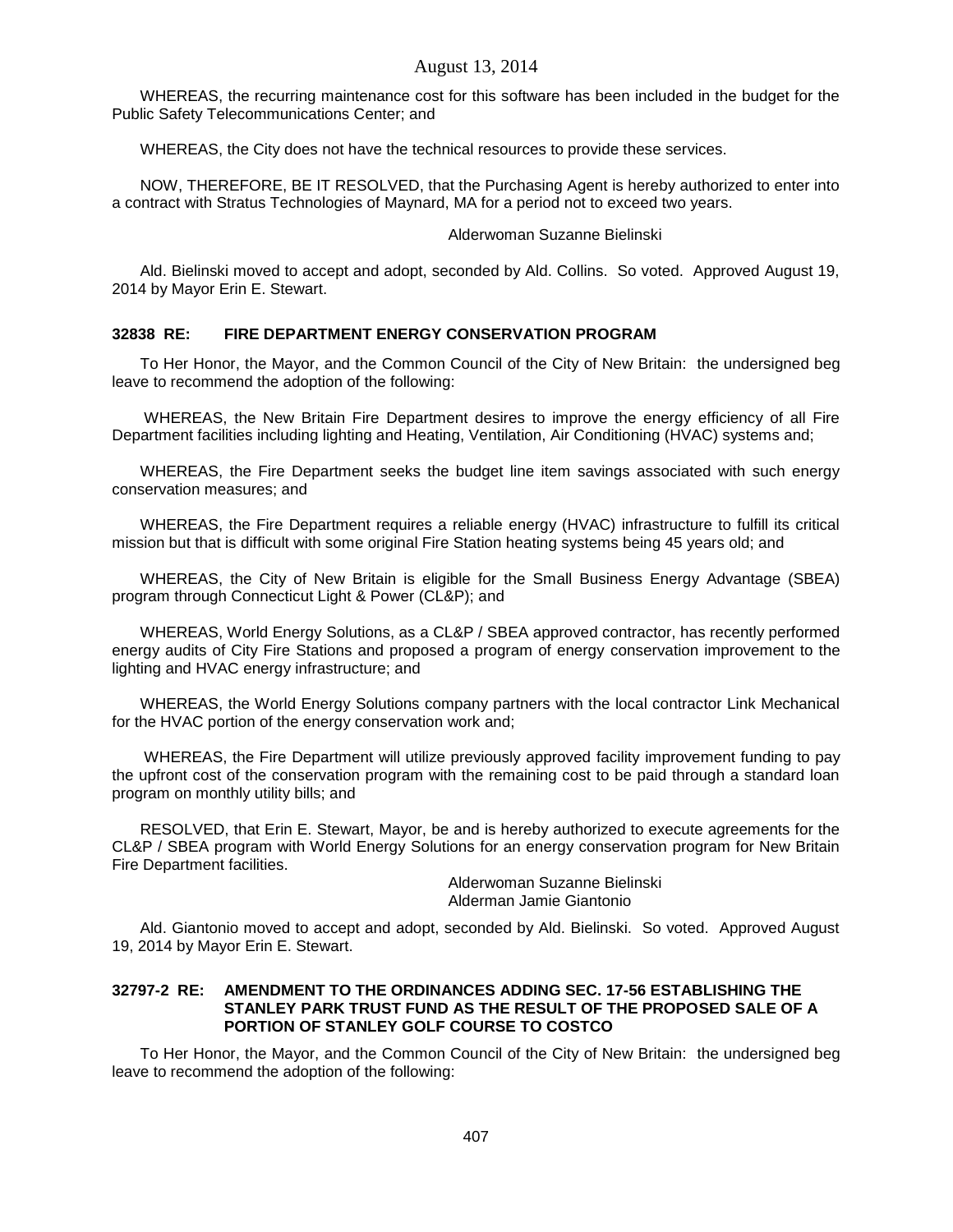WHEREAS, the recurring maintenance cost for this software has been included in the budget for the Public Safety Telecommunications Center; and

WHEREAS, the City does not have the technical resources to provide these services.

NOW, THEREFORE, BE IT RESOLVED, that the Purchasing Agent is hereby authorized to enter into a contract with Stratus Technologies of Maynard, MA for a period not to exceed two years.

Alderwoman Suzanne Bielinski

Ald. Bielinski moved to accept and adopt, seconded by Ald. Collins. So voted. Approved August 19, 2014 by Mayor Erin E. Stewart.

**32838 RE: FIRE DEPARTMENT ENERGY CONSERVATION PROGRAM**

To Her Honor, the Mayor, and the Common Council of the City of New Britain: the undersigned beg leave to recommend the adoption of the following:

WHEREAS, the New Britain Fire Department desires to improve the energy efficiency of all Fire Department facilities including lighting and Heating, Ventilation, Air Conditioning (HVAC) systems and;

WHEREAS, the Fire Department seeks the budget line item savings associated with such energy conservation measures; and

WHEREAS, the Fire Department requires a reliable energy (HVAC) infrastructure to fulfill its critical mission but that is difficult with some original Fire Station heating systems being 45 years old; and

WHEREAS, the City of New Britain is eligible for the Small Business Energy Advantage (SBEA) program through Connecticut Light & Power (CL&P); and

WHEREAS, World Energy Solutions, as a CL&P / SBEA approved contractor, has recently performed energy audits of City Fire Stations and proposed a program of energy conservation improvement to the lighting and HVAC energy infrastructure; and

WHEREAS, the World Energy Solutions company partners with the local contractor Link Mechanical for the HVAC portion of the energy conservation work and;

WHEREAS, the Fire Department will utilize previously approved facility improvement funding to pay the upfront cost of the conservation program with the remaining cost to be paid through a standard loan program on monthly utility bills; and

RESOLVED, that Erin E. Stewart, Mayor, be and is hereby authorized to execute agreements for the CL&P / SBEA program with World Energy Solutions for an energy conservation program for New Britain Fire Department facilities.

Alderwoman Suzanne Bielinski
Alderman Jamie Giantonio

Ald. Giantonio moved to accept and adopt, seconded by Ald. Bielinski. So voted. Approved August 19, 2014 by Mayor Erin E. Stewart.

**32797-2 RE: AMENDMENT TO THE ORDINANCES ADDING SEC. 17-56 ESTABLISHING THE STANLEY PARK TRUST FUND AS THE RESULT OF THE PROPOSED SALE OF A PORTION OF STANLEY GOLF COURSE TO COSTCO**

To Her Honor, the Mayor, and the Common Council of the City of New Britain: the undersigned beg leave to recommend the adoption of the following: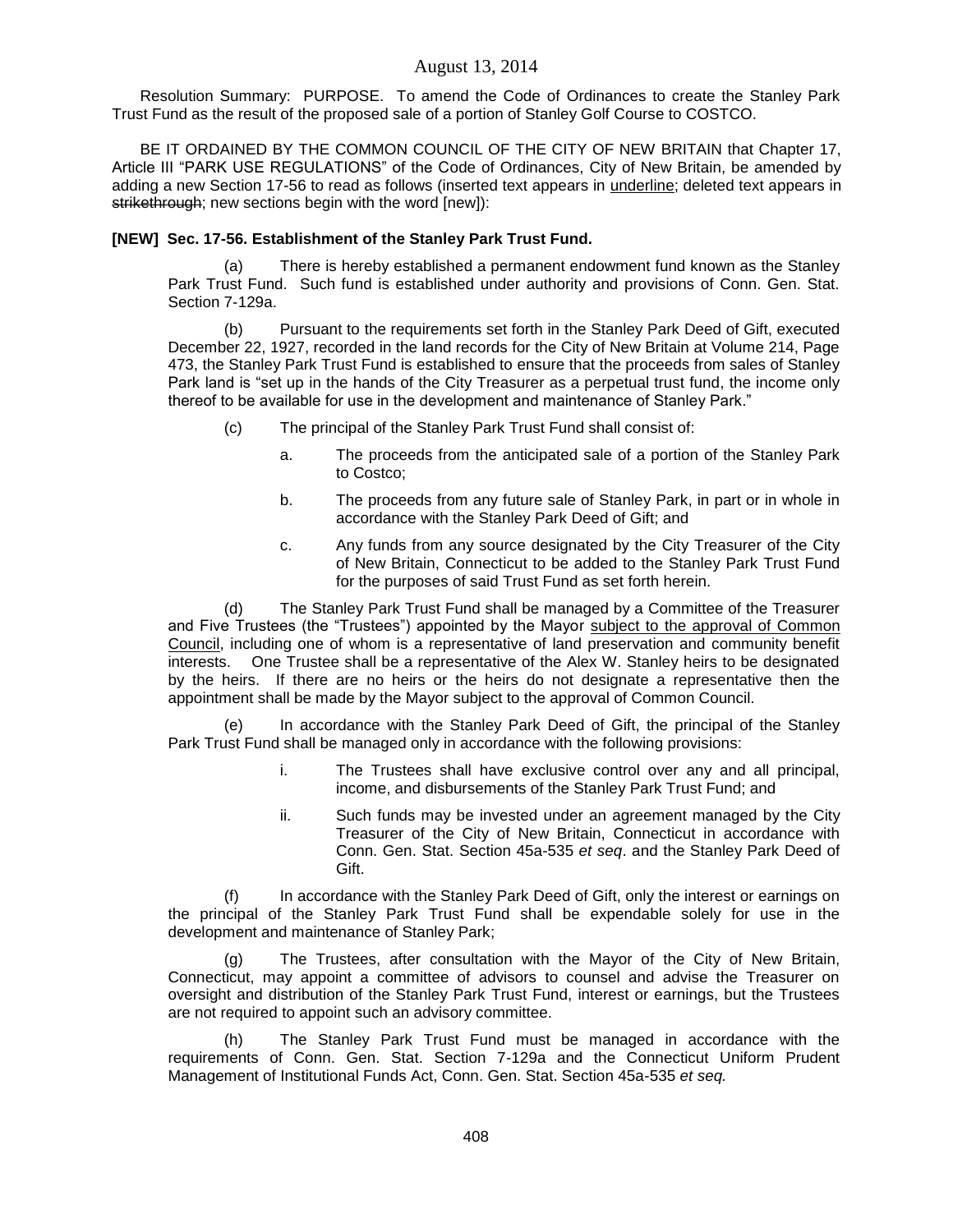Resolution Summary: PURPOSE. To amend the Code of Ordinances to create the Stanley Park Trust Fund as the result of the proposed sale of a portion of Stanley Golf Course to COSTCO.

BE IT ORDAINED BY THE COMMON COUNCIL OF THE CITY OF NEW BRITAIN that Chapter 17, Article III "PARK USE REGULATIONS" of the Code of Ordinances, City of New Britain, be amended by adding a new Section 17-56 to read as follows (inserted text appears in <u>underline</u>; deleted text appears in ~~strikethrough~~; new sections begin with the word [new]):

**[NEW] Sec. 17-56. Establishment of the Stanley Park Trust Fund.**

(a) There is hereby established a permanent endowment fund known as the Stanley Park Trust Fund. Such fund is established under authority and provisions of Conn. Gen. Stat. Section 7-129a.

(b) Pursuant to the requirements set forth in the Stanley Park Deed of Gift, executed December 22, 1927, recorded in the land records for the City of New Britain at Volume 214, Page 473, the Stanley Park Trust Fund is established to ensure that the proceeds from sales of Stanley Park land is "set up in the hands of the City Treasurer as a perpetual trust fund, the income only thereof to be available for use in the development and maintenance of Stanley Park."

(c) The principal of the Stanley Park Trust Fund shall consist of:

a. The proceeds from the anticipated sale of a portion of the Stanley Park to Costco;

b. The proceeds from any future sale of Stanley Park, in part or in whole in accordance with the Stanley Park Deed of Gift; and

c. Any funds from any source designated by the City Treasurer of the City of New Britain, Connecticut to be added to the Stanley Park Trust Fund for the purposes of said Trust Fund as set forth herein.

(d) The Stanley Park Trust Fund shall be managed by a Committee of the Treasurer and Five Trustees (the "Trustees") appointed by the Mayor <u>subject to the approval of Common Council</u>, including one of whom is a representative of land preservation and community benefit interests. One Trustee shall be a representative of the Alex W. Stanley heirs to be designated by the heirs. If there are no heirs or the heirs do not designate a representative then the appointment shall be made by the Mayor subject to the approval of Common Council.

(e) In accordance with the Stanley Park Deed of Gift, the principal of the Stanley Park Trust Fund shall be managed only in accordance with the following provisions:

i. The Trustees shall have exclusive control over any and all principal, income, and disbursements of the Stanley Park Trust Fund; and

ii. Such funds may be invested under an agreement managed by the City Treasurer of the City of New Britain, Connecticut in accordance with Conn. Gen. Stat. Section 45a-535 *et seq*. and the Stanley Park Deed of Gift.

(f) In accordance with the Stanley Park Deed of Gift, only the interest or earnings on the principal of the Stanley Park Trust Fund shall be expendable solely for use in the development and maintenance of Stanley Park;

(g) The Trustees, after consultation with the Mayor of the City of New Britain, Connecticut, may appoint a committee of advisors to counsel and advise the Treasurer on oversight and distribution of the Stanley Park Trust Fund, interest or earnings, but the Trustees are not required to appoint such an advisory committee.

(h) The Stanley Park Trust Fund must be managed in accordance with the requirements of Conn. Gen. Stat. Section 7-129a and the Connecticut Uniform Prudent Management of Institutional Funds Act, Conn. Gen. Stat. Section 45a-535 *et seq.*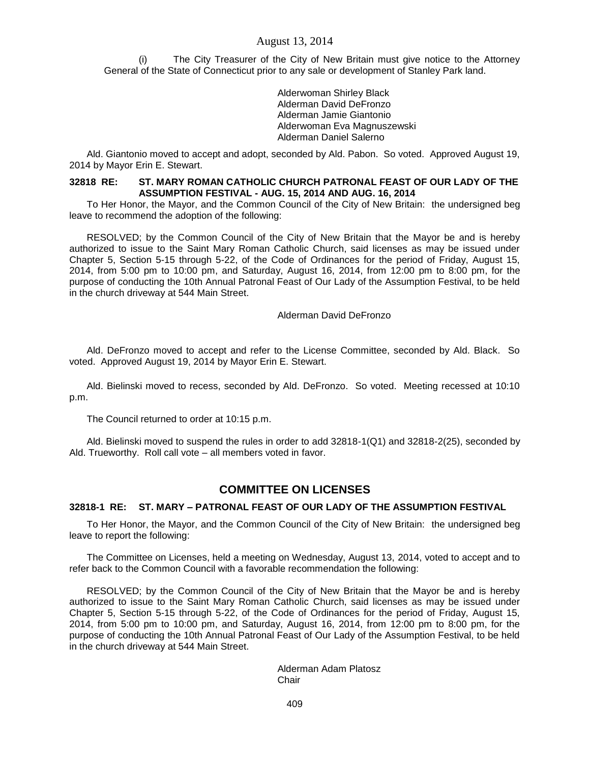(i) The City Treasurer of the City of New Britain must give notice to the Attorney General of the State of Connecticut prior to any sale or development of Stanley Park land.

Alderwoman Shirley Black
Alderman David DeFronzo
Alderman Jamie Giantonio
Alderwoman Eva Magnuszewski
Alderman Daniel Salerno

Ald. Giantonio moved to accept and adopt, seconded by Ald. Pabon. So voted. Approved August 19, 2014 by Mayor Erin E. Stewart.

**32818 RE: ST. MARY ROMAN CATHOLIC CHURCH PATRONAL FEAST OF OUR LADY OF THE ASSUMPTION FESTIVAL - AUG. 15, 2014 AND AUG. 16, 2014**

To Her Honor, the Mayor, and the Common Council of the City of New Britain: the undersigned beg leave to recommend the adoption of the following:

RESOLVED; by the Common Council of the City of New Britain that the Mayor be and is hereby authorized to issue to the Saint Mary Roman Catholic Church, said licenses as may be issued under Chapter 5, Section 5-15 through 5-22, of the Code of Ordinances for the period of Friday, August 15, 2014, from 5:00 pm to 10:00 pm, and Saturday, August 16, 2014, from 12:00 pm to 8:00 pm, for the purpose of conducting the 10th Annual Patronal Feast of Our Lady of the Assumption Festival, to be held in the church driveway at 544 Main Street.

Alderman David DeFronzo

Ald. DeFronzo moved to accept and refer to the License Committee, seconded by Ald. Black. So voted. Approved August 19, 2014 by Mayor Erin E. Stewart.

Ald. Bielinski moved to recess, seconded by Ald. DeFronzo. So voted. Meeting recessed at 10:10 p.m.

The Council returned to order at 10:15 p.m.

Ald. Bielinski moved to suspend the rules in order to add 32818-1(Q1) and 32818-2(25), seconded by Ald. Trueworthy. Roll call vote – all members voted in favor.

## COMMITTEE ON LICENSES

**32818-1 RE: ST. MARY – PATRONAL FEAST OF OUR LADY OF THE ASSUMPTION FESTIVAL**

To Her Honor, the Mayor, and the Common Council of the City of New Britain: the undersigned beg leave to report the following:

The Committee on Licenses, held a meeting on Wednesday, August 13, 2014, voted to accept and to refer back to the Common Council with a favorable recommendation the following:

RESOLVED; by the Common Council of the City of New Britain that the Mayor be and is hereby authorized to issue to the Saint Mary Roman Catholic Church, said licenses as may be issued under Chapter 5, Section 5-15 through 5-22, of the Code of Ordinances for the period of Friday, August 15, 2014, from 5:00 pm to 10:00 pm, and Saturday, August 16, 2014, from 12:00 pm to 8:00 pm, for the purpose of conducting the 10th Annual Patronal Feast of Our Lady of the Assumption Festival, to be held in the church driveway at 544 Main Street.

Alderman Adam Platosz
Chair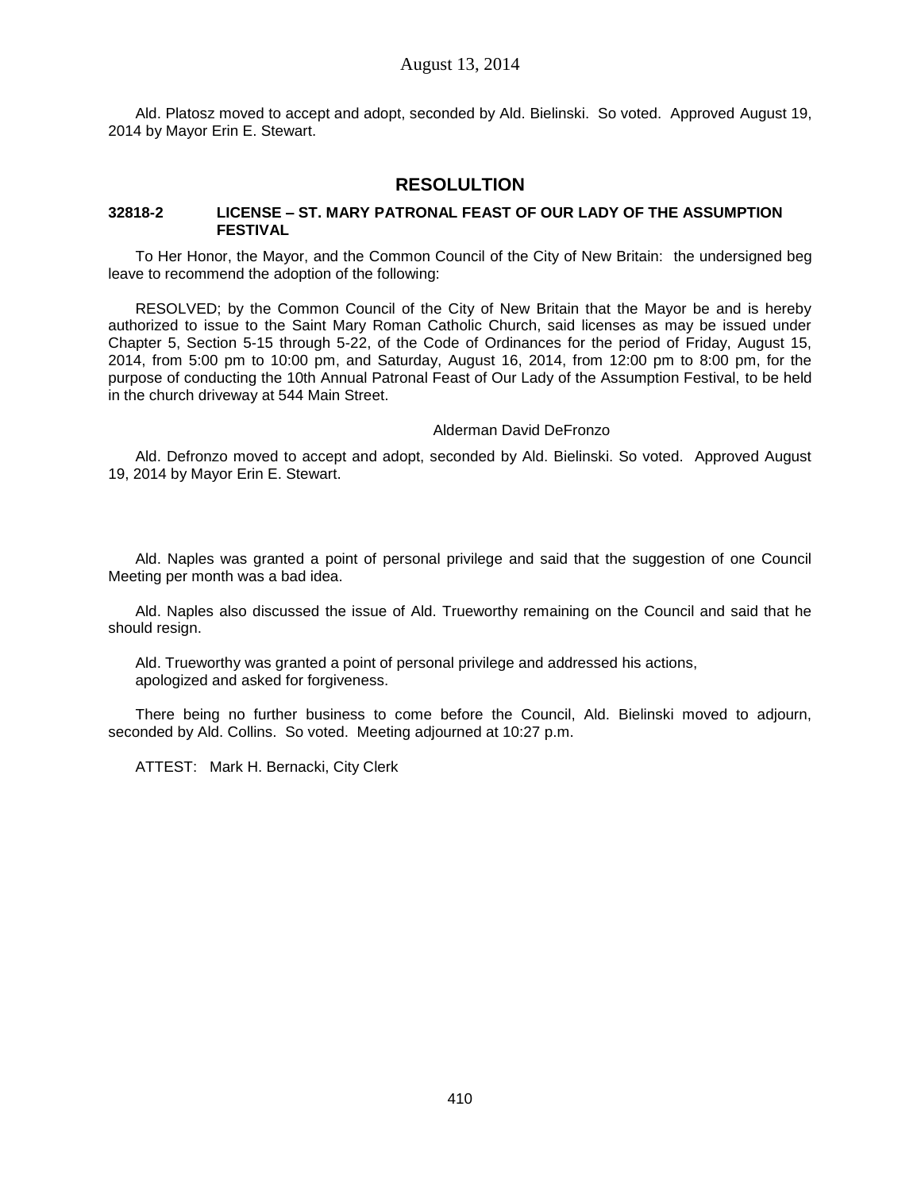Ald. Platosz moved to accept and adopt, seconded by Ald. Bielinski. So voted. Approved August 19, 2014 by Mayor Erin E. Stewart.

## RESOLULTION

### 32818-2 LICENSE – ST. MARY PATRONAL FEAST OF OUR LADY OF THE ASSUMPTION FESTIVAL

To Her Honor, the Mayor, and the Common Council of the City of New Britain: the undersigned beg leave to recommend the adoption of the following:

RESOLVED; by the Common Council of the City of New Britain that the Mayor be and is hereby authorized to issue to the Saint Mary Roman Catholic Church, said licenses as may be issued under Chapter 5, Section 5-15 through 5-22, of the Code of Ordinances for the period of Friday, August 15, 2014, from 5:00 pm to 10:00 pm, and Saturday, August 16, 2014, from 12:00 pm to 8:00 pm, for the purpose of conducting the 10th Annual Patronal Feast of Our Lady of the Assumption Festival, to be held in the church driveway at 544 Main Street.

Alderman David DeFronzo

Ald. Defronzo moved to accept and adopt, seconded by Ald. Bielinski. So voted. Approved August 19, 2014 by Mayor Erin E. Stewart.

Ald. Naples was granted a point of personal privilege and said that the suggestion of one Council Meeting per month was a bad idea.

Ald. Naples also discussed the issue of Ald. Trueworthy remaining on the Council and said that he should resign.

Ald. Trueworthy was granted a point of personal privilege and addressed his actions, apologized and asked for forgiveness.

There being no further business to come before the Council, Ald. Bielinski moved to adjourn, seconded by Ald. Collins. So voted. Meeting adjourned at 10:27 p.m.

ATTEST: Mark H. Bernacki, City Clerk